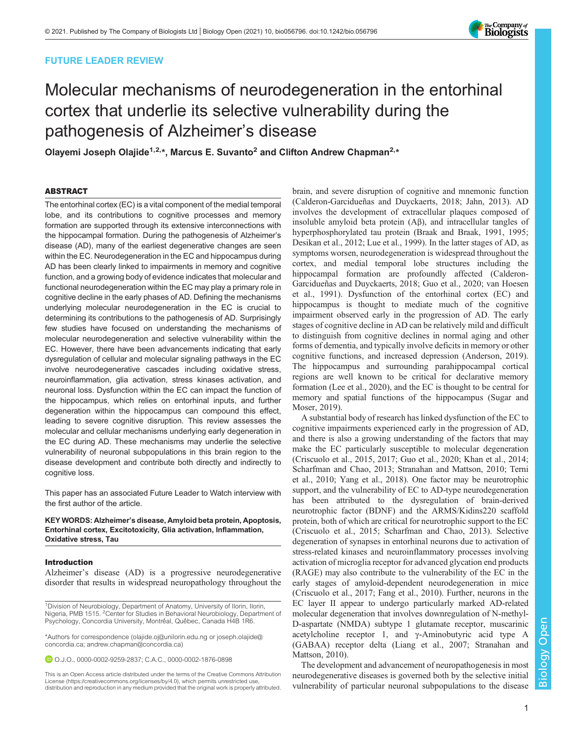FUTURE LEADER REVIEW

# Molecular mechanisms of neurodegeneration in the entorhinal cortex that underlie its selective vulnerability during the pathogenesis of Alzheimer's disease

Olayemi Joseph Olajide[1,2,*], Marcus E. Suvanto[2] and Clifton Andrew Chapman[2,*]

## ABSTRACT

The entorhinal cortex (EC) is a vital component of the medial temporal lobe, and its contributions to cognitive processes and memory formation are supported through its extensive interconnections with the hippocampal formation. During the pathogenesis of Alzheimer's disease (AD), many of the earliest degenerative changes are seen within the EC. Neurodegeneration in the EC and hippocampus during AD has been clearly linked to impairments in memory and cognitive function, and a growing body of evidence indicates that molecular and functional neurodegeneration within the EC may play a primary role in cognitive decline in the early phases of AD. Defining the mechanisms underlying molecular neurodegeneration in the EC is crucial to determining its contributions to the pathogenesis of AD. Surprisingly few studies have focused on understanding the mechanisms of molecular neurodegeneration and selective vulnerability within the EC. However, there have been advancements indicating that early dysregulation of cellular and molecular signaling pathways in the EC involve neurodegenerative cascades including oxidative stress, neuroinflammation, glia activation, stress kinases activation, and neuronal loss. Dysfunction within the EC can impact the function of the hippocampus, which relies on entorhinal inputs, and further degeneration within the hippocampus can compound this effect, leading to severe cognitive disruption. This review assesses the molecular and cellular mechanisms underlying early degeneration in the EC during AD. These mechanisms may underlie the selective vulnerability of neuronal subpopulations in this brain region to the disease development and contribute both directly and indirectly to cognitive loss.

This paper has an associated Future Leader to Watch interview with the first author of the article.

**KEY WORDS: Alzheimer's disease, Amyloid beta protein, Apoptosis, Entorhinal cortex, Excitotoxicity, Glia activation, Inflammation, Oxidative stress, Tau**

## Introduction

Alzheimer's disease (AD) is a progressive neurodegenerative disorder that results in widespread neuropathology throughout the brain, and severe disruption of cognitive and mnemonic function (Calderon-Garcidueñas and Duyckaerts, 2018; Jahn, 2013). AD involves the development of extracellular plaques composed of insoluble amyloid beta protein (Aβ), and intracellular tangles of hyperphosphorylated tau protein (Braak and Braak, 1991, 1995; Desikan et al., 2012; Lue et al., 1999). In the latter stages of AD, as symptoms worsen, neurodegeneration is widespread throughout the cortex, and medial temporal lobe structures including the hippocampal formation are profoundly affected (Calderon-Garcidueñas and Duyckaerts, 2018; Guo et al., 2020; van Hoesen et al., 1991). Dysfunction of the entorhinal cortex (EC) and hippocampus is thought to mediate much of the cognitive impairment observed early in the progression of AD. The early stages of cognitive decline in AD can be relatively mild and difficult to distinguish from cognitive declines in normal aging and other forms of dementia, and typically involve deficits in memory or other cognitive functions, and increased depression (Anderson, 2019). The hippocampus and surrounding parahippocampal cortical regions are well known to be critical for declarative memory formation (Lee et al., 2020), and the EC is thought to be central for memory and spatial functions of the hippocampus (Sugar and Moser, 2019).

A substantial body of research has linked dysfunction of the EC to cognitive impairments experienced early in the progression of AD, and there is also a growing understanding of the factors that may make the EC particularly susceptible to molecular degeneration (Criscuolo et al., 2015, 2017; Guo et al., 2020; Khan et al., 2014; Scharfman and Chao, 2013; Stranahan and Mattson, 2010; Terni et al., 2010; Yang et al., 2018). One factor may be neurotrophic support, and the vulnerability of EC to AD-type neurodegeneration has been attributed to the dysregulation of brain-derived neurotrophic factor (BDNF) and the ARMS/Kidins220 scaffold protein, both of which are critical for neurotrophic support to the EC (Criscuolo et al., 2015; Scharfman and Chao, 2013). Selective degeneration of synapses in entorhinal neurons due to activation of stress-related kinases and neuroinflammatory processes involving activation of microglia receptor for advanced glycation end products (RAGE) may also contribute to the vulnerability of the EC in the early stages of amyloid-dependent neurodegeneration in mice (Criscuolo et al., 2017; Fang et al., 2010). Further, neurons in the EC layer II appear to undergo particularly marked AD-related molecular degeneration that involves downregulation of N-methyl-D-aspartate (NMDA) subtype 1 glutamate receptor, muscarinic acetylcholine receptor 1, and γ-Aminobutyric acid type A (GABAA) receptor delta (Liang et al., 2007; Stranahan and Mattson, 2010).

The development and advancement of neuropathogenesis in most neurodegenerative diseases is governed both by the selective initial vulnerability of particular neuronal subpopulations to the disease

---

[1]Division of Neurobiology, Department of Anatomy, University of Ilorin, Ilorin, Nigeria, PMB 1515. [2]Center for Studies in Behavioral Neurobiology, Department of Psychology, Concordia University, Montréal, Québec, Canada H4B 1R6.

*Authors for correspondence (olajide.oj@unilorin.edu.ng or joseph.olajide@concordia.ca; andrew.chapman@concordia.ca)

O.J.O., 0000-0002-9259-2837; C.A.C., 0000-0002-1876-0898

This is an Open Access article distributed under the terms of the Creative Commons Attribution License (https://creativecommons.org/licenses/by/4.0), which permits unrestricted use, distribution and reproduction in any medium provided that the original work is properly attributed.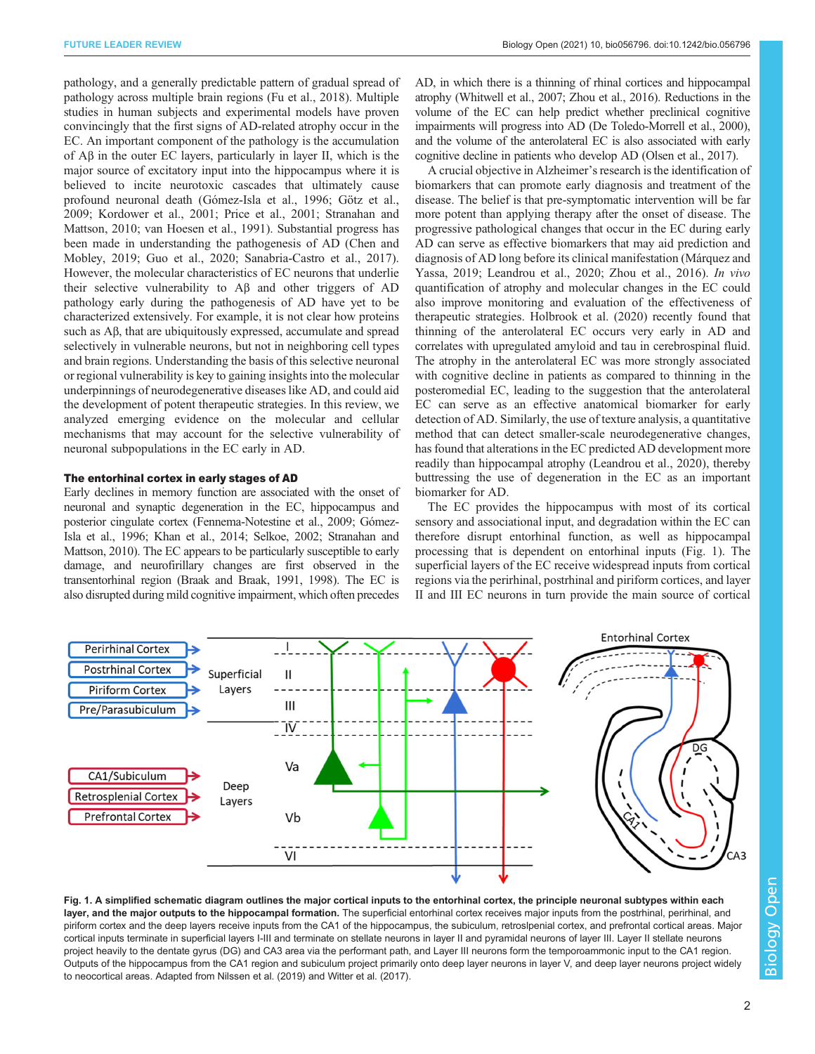pathology, and a generally predictable pattern of gradual spread of pathology across multiple brain regions (Fu et al., 2018). Multiple studies in human subjects and experimental models have proven convincingly that the first signs of AD-related atrophy occur in the EC. An important component of the pathology is the accumulation of Aβ in the outer EC layers, particularly in layer II, which is the major source of excitatory input into the hippocampus where it is believed to incite neurotoxic cascades that ultimately cause profound neuronal death (Gómez-Isla et al., 1996; Götz et al., 2009; Kordower et al., 2001; Price et al., 2001; Stranahan and Mattson, 2010; van Hoesen et al., 1991). Substantial progress has been made in understanding the pathogenesis of AD (Chen and Mobley, 2019; Guo et al., 2020; Sanabria-Castro et al., 2017). However, the molecular characteristics of EC neurons that underlie their selective vulnerability to Aβ and other triggers of AD pathology early during the pathogenesis of AD have yet to be characterized extensively. For example, it is not clear how proteins such as Aβ, that are ubiquitously expressed, accumulate and spread selectively in vulnerable neurons, but not in neighboring cell types and brain regions. Understanding the basis of this selective neuronal or regional vulnerability is key to gaining insights into the molecular underpinnings of neurodegenerative diseases like AD, and could aid the development of potent therapeutic strategies. In this review, we analyzed emerging evidence on the molecular and cellular mechanisms that may account for the selective vulnerability of neuronal subpopulations in the EC early in AD.

## The entorhinal cortex in early stages of AD

Early declines in memory function are associated with the onset of neuronal and synaptic degeneration in the EC, hippocampus and posterior cingulate cortex (Fennema-Notestine et al., 2009; Gómez-Isla et al., 1996; Khan et al., 2014; Selkoe, 2002; Stranahan and Mattson, 2010). The EC appears to be particularly susceptible to early damage, and neurofirillary changes are first observed in the transentorhinal region (Braak and Braak, 1991, 1998). The EC is also disrupted during mild cognitive impairment, which often precedes AD, in which there is a thinning of rhinal cortices and hippocampal atrophy (Whitwell et al., 2007; Zhou et al., 2016). Reductions in the volume of the EC can help predict whether preclinical cognitive impairments will progress into AD (De Toledo-Morrell et al., 2000), and the volume of the anterolateral EC is also associated with early cognitive decline in patients who develop AD (Olsen et al., 2017).

A crucial objective in Alzheimer's research is the identification of biomarkers that can promote early diagnosis and treatment of the disease. The belief is that pre-symptomatic intervention will be far more potent than applying therapy after the onset of disease. The progressive pathological changes that occur in the EC during early AD can serve as effective biomarkers that may aid prediction and diagnosis of AD long before its clinical manifestation (Márquez and Yassa, 2019; Leandrou et al., 2020; Zhou et al., 2016). *In vivo* quantification of atrophy and molecular changes in the EC could also improve monitoring and evaluation of the effectiveness of therapeutic strategies. Holbrook et al. (2020) recently found that thinning of the anterolateral EC occurs very early in AD and correlates with upregulated amyloid and tau in cerebrospinal fluid. The atrophy in the anterolateral EC was more strongly associated with cognitive decline in patients as compared to thinning in the posteromedial EC, leading to the suggestion that the anterolateral EC can serve as an effective anatomical biomarker for early detection of AD. Similarly, the use of texture analysis, a quantitative method that can detect smaller-scale neurodegenerative changes, has found that alterations in the EC predicted AD development more readily than hippocampal atrophy (Leandrou et al., 2020), thereby buttressing the use of degeneration in the EC as an important biomarker for AD.

The EC provides the hippocampus with most of its cortical sensory and associational input, and degradation within the EC can therefore disrupt entorhinal function, as well as hippocampal processing that is dependent on entorhinal inputs (Fig. 1). The superficial layers of the EC receive widespread inputs from cortical regions via the perirhinal, postrhinal and piriform cortices, and layer II and III EC neurons in turn provide the main source of cortical

**Fig. 1. A simplified schematic diagram outlines the major cortical inputs to the entorhinal cortex, the principle neuronal subtypes within each layer, and the major outputs to the hippocampal formation.** The superficial entorhinal cortex receives major inputs from the postrhinal, perirhinal, and piriform cortex and the deep layers receive inputs from the CA1 of the hippocampus, the subiculum, retroslpenial cortex, and prefrontal cortical areas. Major cortical inputs terminate in superficial layers I-III and terminate on stellate neurons in layer II and pyramidal neurons of layer III. Layer II stellate neurons project heavily to the dentate gyrus (DG) and CA3 area via the performant path, and Layer III neurons form the temporoammonic input to the CA1 region. Outputs of the hippocampus from the CA1 region and subiculum project primarily onto deep layer neurons in layer V, and deep layer neurons project widely to neocortical areas. Adapted from Nilssen et al. (2019) and Witter et al. (2017).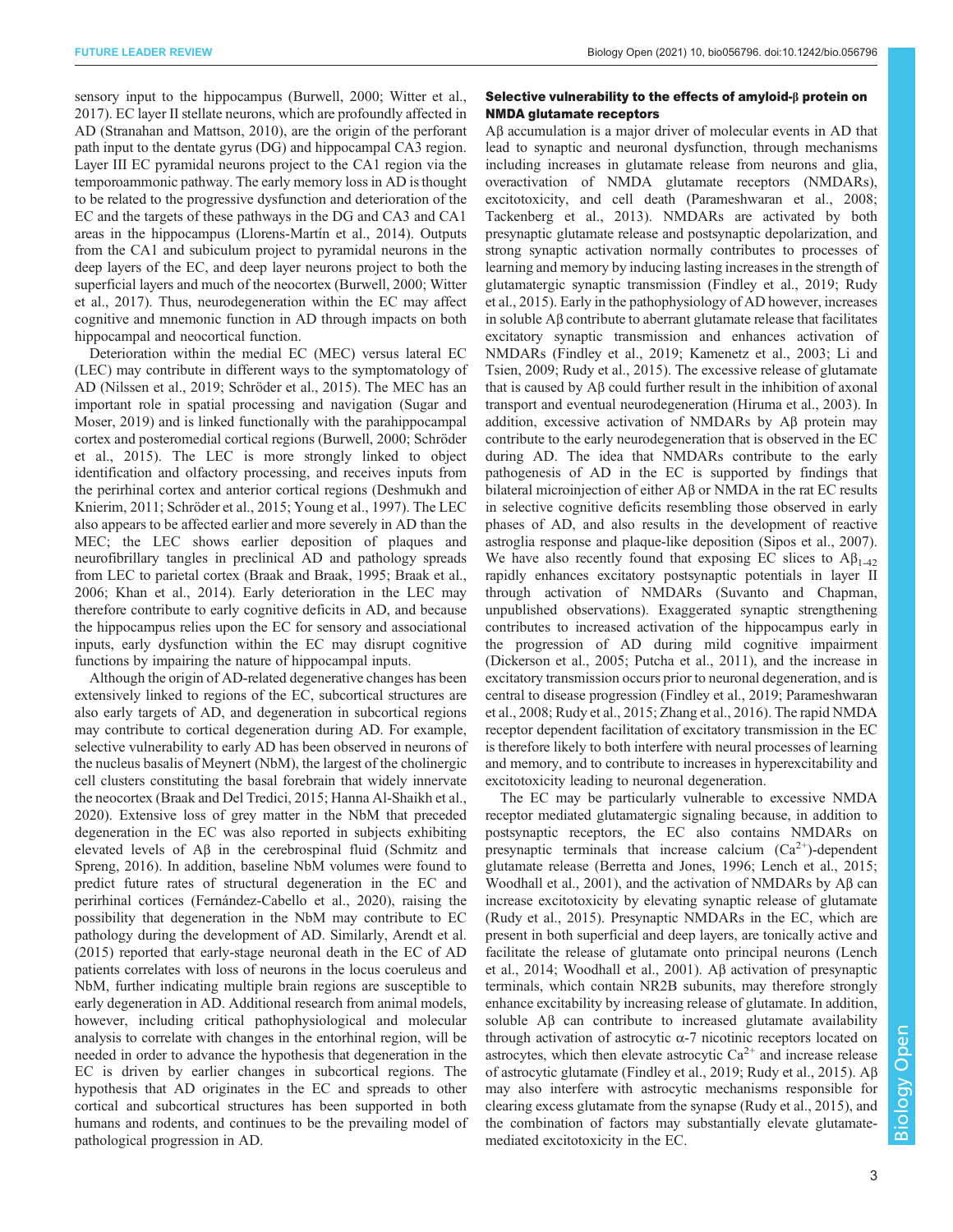sensory input to the hippocampus (Burwell, 2000; Witter et al., 2017). EC layer II stellate neurons, which are profoundly affected in AD (Stranahan and Mattson, 2010), are the origin of the perforant path input to the dentate gyrus (DG) and hippocampal CA3 region. Layer III EC pyramidal neurons project to the CA1 region via the temporoammonic pathway. The early memory loss in AD is thought to be related to the progressive dysfunction and deterioration of the EC and the targets of these pathways in the DG and CA3 and CA1 areas in the hippocampus (Llorens-Martín et al., 2014). Outputs from the CA1 and subiculum project to pyramidal neurons in the deep layers of the EC, and deep layer neurons project to both the superficial layers and much of the neocortex (Burwell, 2000; Witter et al., 2017). Thus, neurodegeneration within the EC may affect cognitive and mnemonic function in AD through impacts on both hippocampal and neocortical function.

Deterioration within the medial EC (MEC) versus lateral EC (LEC) may contribute in different ways to the symptomatology of AD (Nilssen et al., 2019; Schröder et al., 2015). The MEC has an important role in spatial processing and navigation (Sugar and Moser, 2019) and is linked functionally with the parahippocampal cortex and posteromedial cortical regions (Burwell, 2000; Schröder et al., 2015). The LEC is more strongly linked to object identification and olfactory processing, and receives inputs from the perirhinal cortex and anterior cortical regions (Deshmukh and Knierim, 2011; Schröder et al., 2015; Young et al., 1997). The LEC also appears to be affected earlier and more severely in AD than the MEC; the LEC shows earlier deposition of plaques and neurofibrillary tangles in preclinical AD and pathology spreads from LEC to parietal cortex (Braak and Braak, 1995; Braak et al., 2006; Khan et al., 2014). Early deterioration in the LEC may therefore contribute to early cognitive deficits in AD, and because the hippocampus relies upon the EC for sensory and associational inputs, early dysfunction within the EC may disrupt cognitive functions by impairing the nature of hippocampal inputs.

Although the origin of AD-related degenerative changes has been extensively linked to regions of the EC, subcortical structures are also early targets of AD, and degeneration in subcortical regions may contribute to cortical degeneration during AD. For example, selective vulnerability to early AD has been observed in neurons of the nucleus basalis of Meynert (NbM), the largest of the cholinergic cell clusters constituting the basal forebrain that widely innervate the neocortex (Braak and Del Tredici, 2015; Hanna Al-Shaikh et al., 2020). Extensive loss of grey matter in the NbM that preceded degeneration in the EC was also reported in subjects exhibiting elevated levels of Aβ in the cerebrospinal fluid (Schmitz and Spreng, 2016). In addition, baseline NbM volumes were found to predict future rates of structural degeneration in the EC and perirhinal cortices (Fernández-Cabello et al., 2020), raising the possibility that degeneration in the NbM may contribute to EC pathology during the development of AD. Similarly, Arendt et al. (2015) reported that early-stage neuronal death in the EC of AD patients correlates with loss of neurons in the locus coeruleus and NbM, further indicating multiple brain regions are susceptible to early degeneration in AD. Additional research from animal models, however, including critical pathophysiological and molecular analysis to correlate with changes in the entorhinal region, will be needed in order to advance the hypothesis that degeneration in the EC is driven by earlier changes in subcortical regions. The hypothesis that AD originates in the EC and spreads to other cortical and subcortical structures has been supported in both humans and rodents, and continues to be the prevailing model of pathological progression in AD.

## Selective vulnerability to the effects of amyloid-β protein on NMDA glutamate receptors

Aβ accumulation is a major driver of molecular events in AD that lead to synaptic and neuronal dysfunction, through mechanisms including increases in glutamate release from neurons and glia, overactivation of NMDA glutamate receptors (NMDARs), excitotoxicity, and cell death (Parameshwaran et al., 2008; Tackenberg et al., 2013). NMDARs are activated by both presynaptic glutamate release and postsynaptic depolarization, and strong synaptic activation normally contributes to processes of learning and memory by inducing lasting increases in the strength of glutamatergic synaptic transmission (Findley et al., 2019; Rudy et al., 2015). Early in the pathophysiology of AD however, increases in soluble Aβ contribute to aberrant glutamate release that facilitates excitatory synaptic transmission and enhances activation of NMDARs (Findley et al., 2019; Kamenetz et al., 2003; Li and Tsien, 2009; Rudy et al., 2015). The excessive release of glutamate that is caused by Aβ could further result in the inhibition of axonal transport and eventual neurodegeneration (Hiruma et al., 2003). In addition, excessive activation of NMDARs by Aβ protein may contribute to the early neurodegeneration that is observed in the EC during AD. The idea that NMDARs contribute to the early pathogenesis of AD in the EC is supported by findings that bilateral microinjection of either Aβ or NMDA in the rat EC results in selective cognitive deficits resembling those observed in early phases of AD, and also results in the development of reactive astroglia response and plaque-like deposition (Sipos et al., 2007). We have also recently found that exposing EC slices to $A\beta_{1\text{-}42}$ rapidly enhances excitatory postsynaptic potentials in layer II through activation of NMDARs (Suvanto and Chapman, unpublished observations). Exaggerated synaptic strengthening contributes to increased activation of the hippocampus early in the progression of AD during mild cognitive impairment (Dickerson et al., 2005; Putcha et al., 2011), and the increase in excitatory transmission occurs prior to neuronal degeneration, and is central to disease progression (Findley et al., 2019; Parameshwaran et al., 2008; Rudy et al., 2015; Zhang et al., 2016). The rapid NMDA receptor dependent facilitation of excitatory transmission in the EC is therefore likely to both interfere with neural processes of learning and memory, and to contribute to increases in hyperexcitability and excitotoxicity leading to neuronal degeneration.

The EC may be particularly vulnerable to excessive NMDA receptor mediated glutamatergic signaling because, in addition to postsynaptic receptors, the EC also contains NMDARs on presynaptic terminals that increase calcium ($Ca^{2+}$)-dependent glutamate release (Berretta and Jones, 1996; Lench et al., 2015; Woodhall et al., 2001), and the activation of NMDARs by Aβ can increase excitotoxicity by elevating synaptic release of glutamate (Rudy et al., 2015). Presynaptic NMDARs in the EC, which are present in both superficial and deep layers, are tonically active and facilitate the release of glutamate onto principal neurons (Lench et al., 2014; Woodhall et al., 2001). Aβ activation of presynaptic terminals, which contain NR2B subunits, may therefore strongly enhance excitability by increasing release of glutamate. In addition, soluble Aβ can contribute to increased glutamate availability through activation of astrocytic α-7 nicotinic receptors located on astrocytes, which then elevate astrocytic $Ca^{2+}$ and increase release of astrocytic glutamate (Findley et al., 2019; Rudy et al., 2015). Aβ may also interfere with astrocytic mechanisms responsible for clearing excess glutamate from the synapse (Rudy et al., 2015), and the combination of factors may substantially elevate glutamate-mediated excitotoxicity in the EC.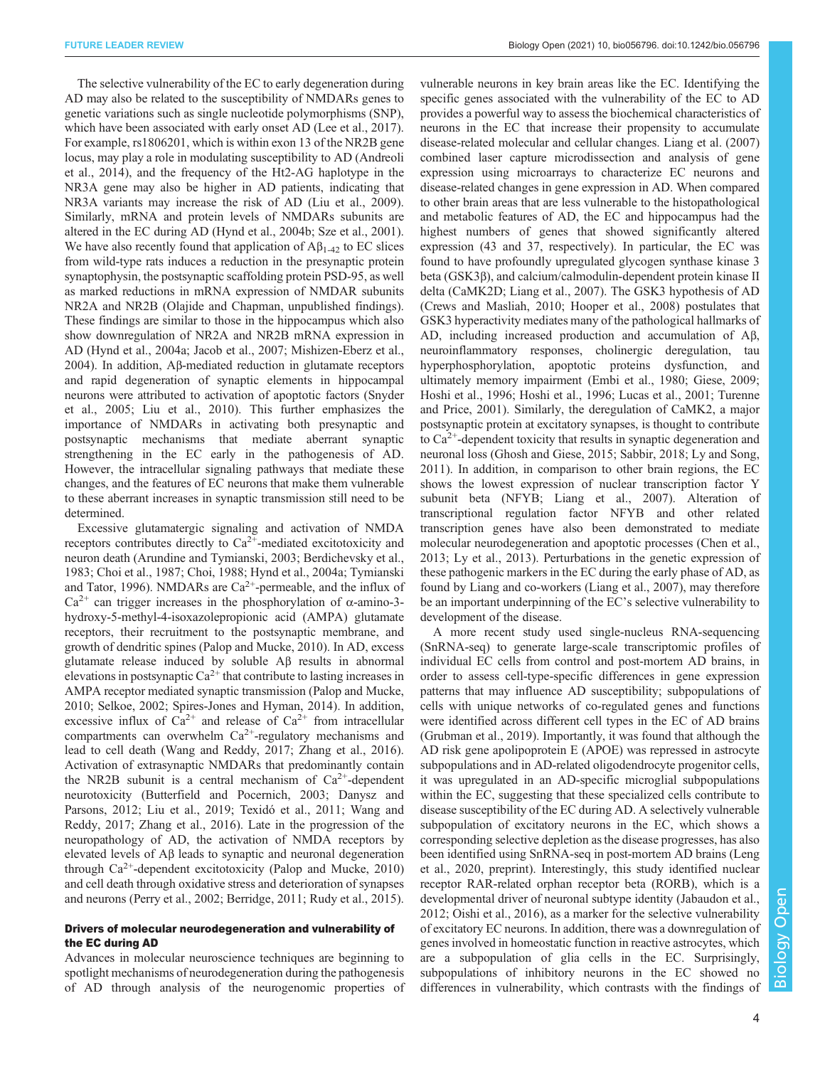The selective vulnerability of the EC to early degeneration during AD may also be related to the susceptibility of NMDARs genes to genetic variations such as single nucleotide polymorphisms (SNP), which have been associated with early onset AD (Lee et al., 2017). For example, rs1806201, which is within exon 13 of the NR2B gene locus, may play a role in modulating susceptibility to AD (Andreoli et al., 2014), and the frequency of the Ht2-AG haplotype in the NR3A gene may also be higher in AD patients, indicating that NR3A variants may increase the risk of AD (Liu et al., 2009). Similarly, mRNA and protein levels of NMDARs subunits are altered in the EC during AD (Hynd et al., 2004b; Sze et al., 2001). We have also recently found that application of A$\beta_{1-42}$ to EC slices from wild-type rats induces a reduction in the presynaptic protein synaptophysin, the postsynaptic scaffolding protein PSD-95, as well as marked reductions in mRNA expression of NMDAR subunits NR2A and NR2B (Olajide and Chapman, unpublished findings). These findings are similar to those in the hippocampus which also show downregulation of NR2A and NR2B mRNA expression in AD (Hynd et al., 2004a; Jacob et al., 2007; Mishizen-Eberz et al., 2004). In addition, Aβ-mediated reduction in glutamate receptors and rapid degeneration of synaptic elements in hippocampal neurons were attributed to activation of apoptotic factors (Snyder et al., 2005; Liu et al., 2010). This further emphasizes the importance of NMDARs in activating both presynaptic and postsynaptic mechanisms that mediate aberrant synaptic strengthening in the EC early in the pathogenesis of AD. However, the intracellular signaling pathways that mediate these changes, and the features of EC neurons that make them vulnerable to these aberrant increases in synaptic transmission still need to be determined.

Excessive glutamatergic signaling and activation of NMDA receptors contributes directly to $Ca^{2+}$-mediated excitotoxicity and neuron death (Arundine and Tymianski, 2003; Berdichevsky et al., 1983; Choi et al., 1987; Choi, 1988; Hynd et al., 2004a; Tymianski and Tator, 1996). NMDARs are $Ca^{2+}$-permeable, and the influx of $Ca^{2+}$ can trigger increases in the phosphorylation of α-amino-3-hydroxy-5-methyl-4-isoxazolepropionic acid (AMPA) glutamate receptors, their recruitment to the postsynaptic membrane, and growth of dendritic spines (Palop and Mucke, 2010). In AD, excess glutamate release induced by soluble Aβ results in abnormal elevations in postsynaptic $Ca^{2+}$ that contribute to lasting increases in AMPA receptor mediated synaptic transmission (Palop and Mucke, 2010; Selkoe, 2002; Spires-Jones and Hyman, 2014). In addition, excessive influx of $Ca^{2+}$ and release of $Ca^{2+}$ from intracellular compartments can overwhelm $Ca^{2+}$-regulatory mechanisms and lead to cell death (Wang and Reddy, 2017; Zhang et al., 2016). Activation of extrasynaptic NMDARs that predominantly contain the NR2B subunit is a central mechanism of $Ca^{2+}$-dependent neurotoxicity (Butterfield and Pocernich, 2003; Danysz and Parsons, 2012; Liu et al., 2019; Texidó et al., 2011; Wang and Reddy, 2017; Zhang et al., 2016). Late in the progression of the neuropathology of AD, the activation of NMDA receptors by elevated levels of Aβ leads to synaptic and neuronal degeneration through $Ca^{2+}$-dependent excitotoxicity (Palop and Mucke, 2010) and cell death through oxidative stress and deterioration of synapses and neurons (Perry et al., 2002; Berridge, 2011; Rudy et al., 2015).

## Drivers of molecular neurodegeneration and vulnerability of the EC during AD

Advances in molecular neuroscience techniques are beginning to spotlight mechanisms of neurodegeneration during the pathogenesis of AD through analysis of the neurogenomic properties of vulnerable neurons in key brain areas like the EC. Identifying the specific genes associated with the vulnerability of the EC to AD provides a powerful way to assess the biochemical characteristics of neurons in the EC that increase their propensity to accumulate disease-related molecular and cellular changes. Liang et al. (2007) combined laser capture microdissection and analysis of gene expression using microarrays to characterize EC neurons and disease-related changes in gene expression in AD. When compared to other brain areas that are less vulnerable to the histopathological and metabolic features of AD, the EC and hippocampus had the highest numbers of genes that showed significantly altered expression (43 and 37, respectively). In particular, the EC was found to have profoundly upregulated glycogen synthase kinase 3 beta (GSK3β), and calcium/calmodulin-dependent protein kinase II delta (CaMK2D; Liang et al., 2007). The GSK3 hypothesis of AD (Crews and Masliah, 2010; Hooper et al., 2008) postulates that GSK3 hyperactivity mediates many of the pathological hallmarks of AD, including increased production and accumulation of Aβ, neuroinflammatory responses, cholinergic deregulation, tau hyperphosphorylation, apoptotic proteins dysfunction, and ultimately memory impairment (Embi et al., 1980; Giese, 2009; Hoshi et al., 1996; Hoshi et al., 1996; Lucas et al., 2001; Turenne and Price, 2001). Similarly, the deregulation of CaMK2, a major postsynaptic protein at excitatory synapses, is thought to contribute to $Ca^{2+}$-dependent toxicity that results in synaptic degeneration and neuronal loss (Ghosh and Giese, 2015; Sabbir, 2018; Ly and Song, 2011). In addition, in comparison to other brain regions, the EC shows the lowest expression of nuclear transcription factor Y subunit beta (NFYB; Liang et al., 2007). Alteration of transcriptional regulation factor NFYB and other related transcription genes have also been demonstrated to mediate molecular neurodegeneration and apoptotic processes (Chen et al., 2013; Ly et al., 2013). Perturbations in the genetic expression of these pathogenic markers in the EC during the early phase of AD, as found by Liang and co-workers (Liang et al., 2007), may therefore be an important underpinning of the EC's selective vulnerability to development of the disease.

A more recent study used single-nucleus RNA-sequencing (SnRNA-seq) to generate large-scale transcriptomic profiles of individual EC cells from control and post-mortem AD brains, in order to assess cell-type-specific differences in gene expression patterns that may influence AD susceptibility; subpopulations of cells with unique networks of co-regulated genes and functions were identified across different cell types in the EC of AD brains (Grubman et al., 2019). Importantly, it was found that although the AD risk gene apolipoprotein E (APOE) was repressed in astrocyte subpopulations and in AD-related oligodendrocyte progenitor cells, it was upregulated in an AD-specific microglial subpopulations within the EC, suggesting that these specialized cells contribute to disease susceptibility of the EC during AD. A selectively vulnerable subpopulation of excitatory neurons in the EC, which shows a corresponding selective depletion as the disease progresses, has also been identified using SnRNA-seq in post-mortem AD brains (Leng et al., 2020, preprint). Interestingly, this study identified nuclear receptor RAR-related orphan receptor beta (RORB), which is a developmental driver of neuronal subtype identity (Jabaudon et al., 2012; Oishi et al., 2016), as a marker for the selective vulnerability of excitatory EC neurons. In addition, there was a downregulation of genes involved in homeostatic function in reactive astrocytes, which are a subpopulation of glia cells in the EC. Surprisingly, subpopulations of inhibitory neurons in the EC showed no differences in vulnerability, which contrasts with the findings of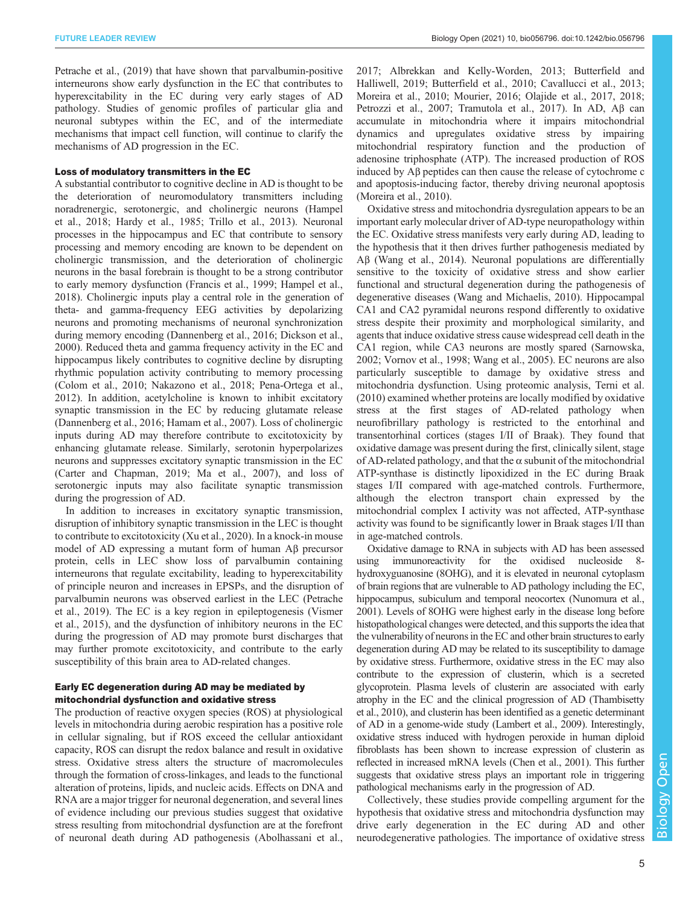Petrache et al., (2019) that have shown that parvalbumin-positive interneurons show early dysfunction in the EC that contributes to hyperexcitability in the EC during very early stages of AD pathology. Studies of genomic profiles of particular glia and neuronal subtypes within the EC, and of the intermediate mechanisms that impact cell function, will continue to clarify the mechanisms of AD progression in the EC.

### Loss of modulatory transmitters in the EC

A substantial contributor to cognitive decline in AD is thought to be the deterioration of neuromodulatory transmitters including noradrenergic, serotonergic, and cholinergic neurons (Hampel et al., 2018; Hardy et al., 1985; Trillo et al., 2013). Neuronal processes in the hippocampus and EC that contribute to sensory processing and memory encoding are known to be dependent on cholinergic transmission, and the deterioration of cholinergic neurons in the basal forebrain is thought to be a strong contributor to early memory dysfunction (Francis et al., 1999; Hampel et al., 2018). Cholinergic inputs play a central role in the generation of theta- and gamma-frequency EEG activities by depolarizing neurons and promoting mechanisms of neuronal synchronization during memory encoding (Dannenberg et al., 2016; Dickson et al., 2000). Reduced theta and gamma frequency activity in the EC and hippocampus likely contributes to cognitive decline by disrupting rhythmic population activity contributing to memory processing (Colom et al., 2010; Nakazono et al., 2018; Pena-Ortega et al., 2012). In addition, acetylcholine is known to inhibit excitatory synaptic transmission in the EC by reducing glutamate release (Dannenberg et al., 2016; Hamam et al., 2007). Loss of cholinergic inputs during AD may therefore contribute to excitotoxicity by enhancing glutamate release. Similarly, serotonin hyperpolarizes neurons and suppresses excitatory synaptic transmission in the EC (Carter and Chapman, 2019; Ma et al., 2007), and loss of serotonergic inputs may also facilitate synaptic transmission during the progression of AD.

In addition to increases in excitatory synaptic transmission, disruption of inhibitory synaptic transmission in the LEC is thought to contribute to excitotoxicity (Xu et al., 2020). In a knock-in mouse model of AD expressing a mutant form of human Aβ precursor protein, cells in LEC show loss of parvalbumin containing interneurons that regulate excitability, leading to hyperexcitability of principle neuron and increases in EPSPs, and the disruption of parvalbumin neurons was observed earliest in the LEC (Petrache et al., 2019). The EC is a key region in epileptogenesis (Vismer et al., 2015), and the dysfunction of inhibitory neurons in the EC during the progression of AD may promote burst discharges that may further promote excitotoxicity, and contribute to the early susceptibility of this brain area to AD-related changes.

### Early EC degeneration during AD may be mediated by mitochondrial dysfunction and oxidative stress

The production of reactive oxygen species (ROS) at physiological levels in mitochondria during aerobic respiration has a positive role in cellular signaling, but if ROS exceed the cellular antioxidant capacity, ROS can disrupt the redox balance and result in oxidative stress. Oxidative stress alters the structure of macromolecules through the formation of cross-linkages, and leads to the functional alteration of proteins, lipids, and nucleic acids. Effects on DNA and RNA are a major trigger for neuronal degeneration, and several lines of evidence including our previous studies suggest that oxidative stress resulting from mitochondrial dysfunction are at the forefront of neuronal death during AD pathogenesis (Abolhassani et al., 2017; Albrekkan and Kelly-Worden, 2013; Butterfield and Halliwell, 2019; Butterfield et al., 2010; Cavallucci et al., 2013; Moreira et al., 2010; Mourier, 2016; Olajide et al., 2017, 2018; Petrozzi et al., 2007; Tramutola et al., 2017). In AD, Aβ can accumulate in mitochondria where it impairs mitochondrial dynamics and upregulates oxidative stress by impairing mitochondrial respiratory function and the production of adenosine triphosphate (ATP). The increased production of ROS induced by Aβ peptides can then cause the release of cytochrome c and apoptosis-inducing factor, thereby driving neuronal apoptosis (Moreira et al., 2010).

Oxidative stress and mitochondria dysregulation appears to be an important early molecular driver of AD-type neuropathology within the EC. Oxidative stress manifests very early during AD, leading to the hypothesis that it then drives further pathogenesis mediated by Aβ (Wang et al., 2014). Neuronal populations are differentially sensitive to the toxicity of oxidative stress and show earlier functional and structural degeneration during the pathogenesis of degenerative diseases (Wang and Michaelis, 2010). Hippocampal CA1 and CA2 pyramidal neurons respond differently to oxidative stress despite their proximity and morphological similarity, and agents that induce oxidative stress cause widespread cell death in the CA1 region, while CA3 neurons are mostly spared (Sarnowska, 2002; Vornov et al., 1998; Wang et al., 2005). EC neurons are also particularly susceptible to damage by oxidative stress and mitochondria dysfunction. Using proteomic analysis, Terni et al. (2010) examined whether proteins are locally modified by oxidative stress at the first stages of AD-related pathology when neurofibrillary pathology is restricted to the entorhinal and transentorhinal cortices (stages I/II of Braak). They found that oxidative damage was present during the first, clinically silent, stage of AD-related pathology, and that the α subunit of the mitochondrial ATP-synthase is distinctly lipoxidized in the EC during Braak stages I/II compared with age-matched controls. Furthermore, although the electron transport chain expressed by the mitochondrial complex I activity was not affected, ATP-synthase activity was found to be significantly lower in Braak stages I/II than in age-matched controls.

Oxidative damage to RNA in subjects with AD has been assessed using immunoreactivity for the oxidised nucleoside 8-hydroxyguanosine (8OHG), and it is elevated in neuronal cytoplasm of brain regions that are vulnerable to AD pathology including the EC, hippocampus, subiculum and temporal neocortex (Nunomura et al., 2001). Levels of 8OHG were highest early in the disease long before histopathological changes were detected, and this supports the idea that the vulnerability of neurons in the EC and other brain structures to early degeneration during AD may be related to its susceptibility to damage by oxidative stress. Furthermore, oxidative stress in the EC may also contribute to the expression of clusterin, which is a secreted glycoprotein. Plasma levels of clusterin are associated with early atrophy in the EC and the clinical progression of AD (Thambisetty et al., 2010), and clusterin has been identified as a genetic determinant of AD in a genome-wide study (Lambert et al., 2009). Interestingly, oxidative stress induced with hydrogen peroxide in human diploid fibroblasts has been shown to increase expression of clusterin as reflected in increased mRNA levels (Chen et al., 2001). This further suggests that oxidative stress plays an important role in triggering pathological mechanisms early in the progression of AD.

Collectively, these studies provide compelling argument for the hypothesis that oxidative stress and mitochondria dysfunction may drive early degeneration in the EC during AD and other neurodegenerative pathologies. The importance of oxidative stress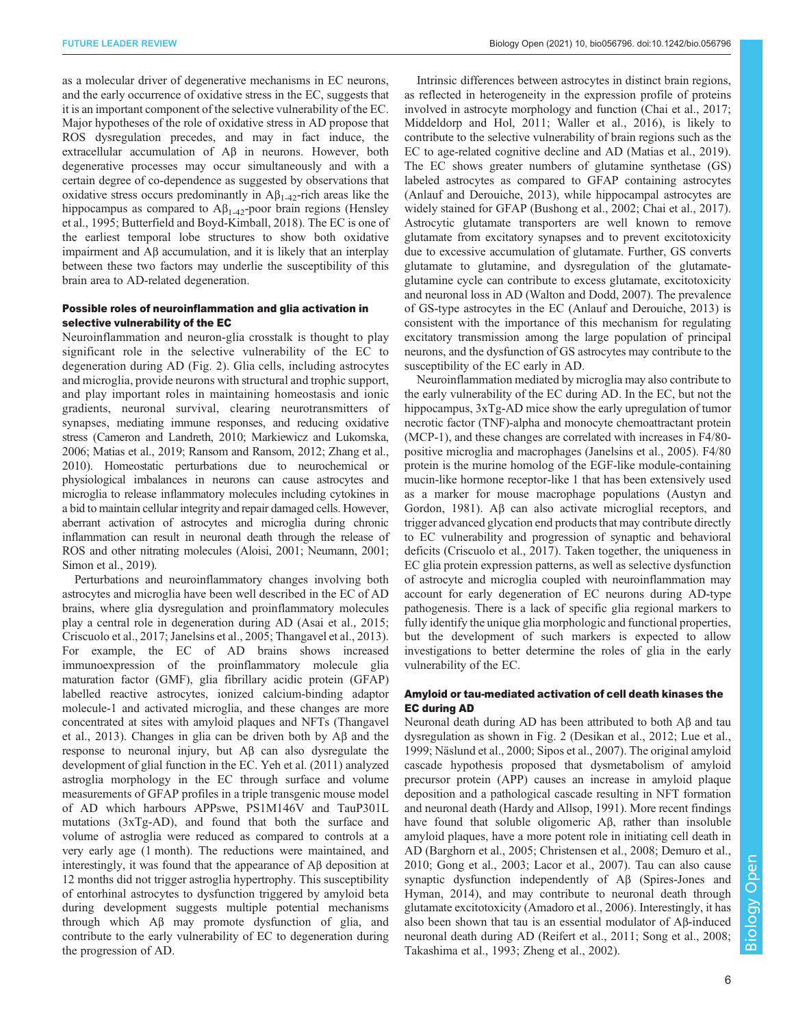as a molecular driver of degenerative mechanisms in EC neurons, and the early occurrence of oxidative stress in the EC, suggests that it is an important component of the selective vulnerability of the EC. Major hypotheses of the role of oxidative stress in AD propose that ROS dysregulation precedes, and may in fact induce, the extracellular accumulation of Aβ in neurons. However, both degenerative processes may occur simultaneously and with a certain degree of co-dependence as suggested by observations that oxidative stress occurs predominantly in $A\beta_{1\text{-}42}$-rich areas like the hippocampus as compared to $A\beta_{1\text{-}42}$-poor brain regions (Hensley et al., 1995; Butterfield and Boyd-Kimball, 2018). The EC is one of the earliest temporal lobe structures to show both oxidative impairment and Aβ accumulation, and it is likely that an interplay between these two factors may underlie the susceptibility of this brain area to AD-related degeneration.

### Possible roles of neuroinflammation and glia activation in selective vulnerability of the EC

Neuroinflammation and neuron-glia crosstalk is thought to play significant role in the selective vulnerability of the EC to degeneration during AD (Fig. 2). Glia cells, including astrocytes and microglia, provide neurons with structural and trophic support, and play important roles in maintaining homeostasis and ionic gradients, neuronal survival, clearing neurotransmitters of synapses, mediating immune responses, and reducing oxidative stress (Cameron and Landreth, 2010; Markiewicz and Lukomska, 2006; Matias et al., 2019; Ransom and Ransom, 2012; Zhang et al., 2010). Homeostatic perturbations due to neurochemical or physiological imbalances in neurons can cause astrocytes and microglia to release inflammatory molecules including cytokines in a bid to maintain cellular integrity and repair damaged cells. However, aberrant activation of astrocytes and microglia during chronic inflammation can result in neuronal death through the release of ROS and other nitrating molecules (Aloisi, 2001; Neumann, 2001; Simon et al., 2019).

Perturbations and neuroinflammatory changes involving both astrocytes and microglia have been well described in the EC of AD brains, where glia dysregulation and proinflammatory molecules play a central role in degeneration during AD (Asai et al., 2015; Criscuolo et al., 2017; Janelsins et al., 2005; Thangavel et al., 2013). For example, the EC of AD brains shows increased immunoexpression of the proinflammatory molecule glia maturation factor (GMF), glia fibrillary acidic protein (GFAP) labelled reactive astrocytes, ionized calcium-binding adaptor molecule-1 and activated microglia, and these changes are more concentrated at sites with amyloid plaques and NFTs (Thangavel et al., 2013). Changes in glia can be driven both by Aβ and the response to neuronal injury, but Aβ can also dysregulate the development of glial function in the EC. Yeh et al. (2011) analyzed astroglia morphology in the EC through surface and volume measurements of GFAP profiles in a triple transgenic mouse model of AD which harbours APPswe, PS1M146V and TauP301L mutations (3xTg-AD), and found that both the surface and volume of astroglia were reduced as compared to controls at a very early age (1 month). The reductions were maintained, and interestingly, it was found that the appearance of Aβ deposition at 12 months did not trigger astroglia hypertrophy. This susceptibility of entorhinal astrocytes to dysfunction triggered by amyloid beta during development suggests multiple potential mechanisms through which Aβ may promote dysfunction of glia, and contribute to the early vulnerability of EC to degeneration during the progression of AD.

Intrinsic differences between astrocytes in distinct brain regions, as reflected in heterogeneity in the expression profile of proteins involved in astrocyte morphology and function (Chai et al., 2017; Middeldorp and Hol, 2011; Waller et al., 2016), is likely to contribute to the selective vulnerability of brain regions such as the EC to age-related cognitive decline and AD (Matias et al., 2019). The EC shows greater numbers of glutamine synthetase (GS) labeled astrocytes as compared to GFAP containing astrocytes (Anlauf and Derouiche, 2013), while hippocampal astrocytes are widely stained for GFAP (Bushong et al., 2002; Chai et al., 2017). Astrocytic glutamate transporters are well known to remove glutamate from excitatory synapses and to prevent excitotoxicity due to excessive accumulation of glutamate. Further, GS converts glutamate to glutamine, and dysregulation of the glutamate-glutamine cycle can contribute to excess glutamate, excitotoxicity and neuronal loss in AD (Walton and Dodd, 2007). The prevalence of GS-type astrocytes in the EC (Anlauf and Derouiche, 2013) is consistent with the importance of this mechanism for regulating excitatory transmission among the large population of principal neurons, and the dysfunction of GS astrocytes may contribute to the susceptibility of the EC early in AD.

Neuroinflammation mediated by microglia may also contribute to the early vulnerability of the EC during AD. In the EC, but not the hippocampus, 3xTg-AD mice show the early upregulation of tumor necrotic factor (TNF)-alpha and monocyte chemoattractant protein (MCP-1), and these changes are correlated with increases in F4/80-positive microglia and macrophages (Janelsins et al., 2005). F4/80 protein is the murine homolog of the EGF-like module-containing mucin-like hormone receptor-like 1 that has been extensively used as a marker for mouse macrophage populations (Austyn and Gordon, 1981). Aβ can also activate microglial receptors, and trigger advanced glycation end products that may contribute directly to EC vulnerability and progression of synaptic and behavioral deficits (Criscuolo et al., 2017). Taken together, the uniqueness in EC glia protein expression patterns, as well as selective dysfunction of astrocyte and microglia coupled with neuroinflammation may account for early degeneration of EC neurons during AD-type pathogenesis. There is a lack of specific glia regional markers to fully identify the unique glia morphologic and functional properties, but the development of such markers is expected to allow investigations to better determine the roles of glia in the early vulnerability of the EC.

### Amyloid or tau-mediated activation of cell death kinases the EC during AD

Neuronal death during AD has been attributed to both Aβ and tau dysregulation as shown in Fig. 2 (Desikan et al., 2012; Lue et al., 1999; Näslund et al., 2000; Sipos et al., 2007). The original amyloid cascade hypothesis proposed that dysmetabolism of amyloid precursor protein (APP) causes an increase in amyloid plaque deposition and a pathological cascade resulting in NFT formation and neuronal death (Hardy and Allsop, 1991). More recent findings have found that soluble oligomeric Aβ, rather than insoluble amyloid plaques, have a more potent role in initiating cell death in AD (Barghorn et al., 2005; Christensen et al., 2008; Demuro et al., 2010; Gong et al., 2003; Lacor et al., 2007). Tau can also cause synaptic dysfunction independently of Aβ (Spires-Jones and Hyman, 2014), and may contribute to neuronal death through glutamate excitotoxicity (Amadoro et al., 2006). Interestingly, it has also been shown that tau is an essential modulator of Aβ-induced neuronal death during AD (Reifert et al., 2011; Song et al., 2008; Takashima et al., 1993; Zheng et al., 2002).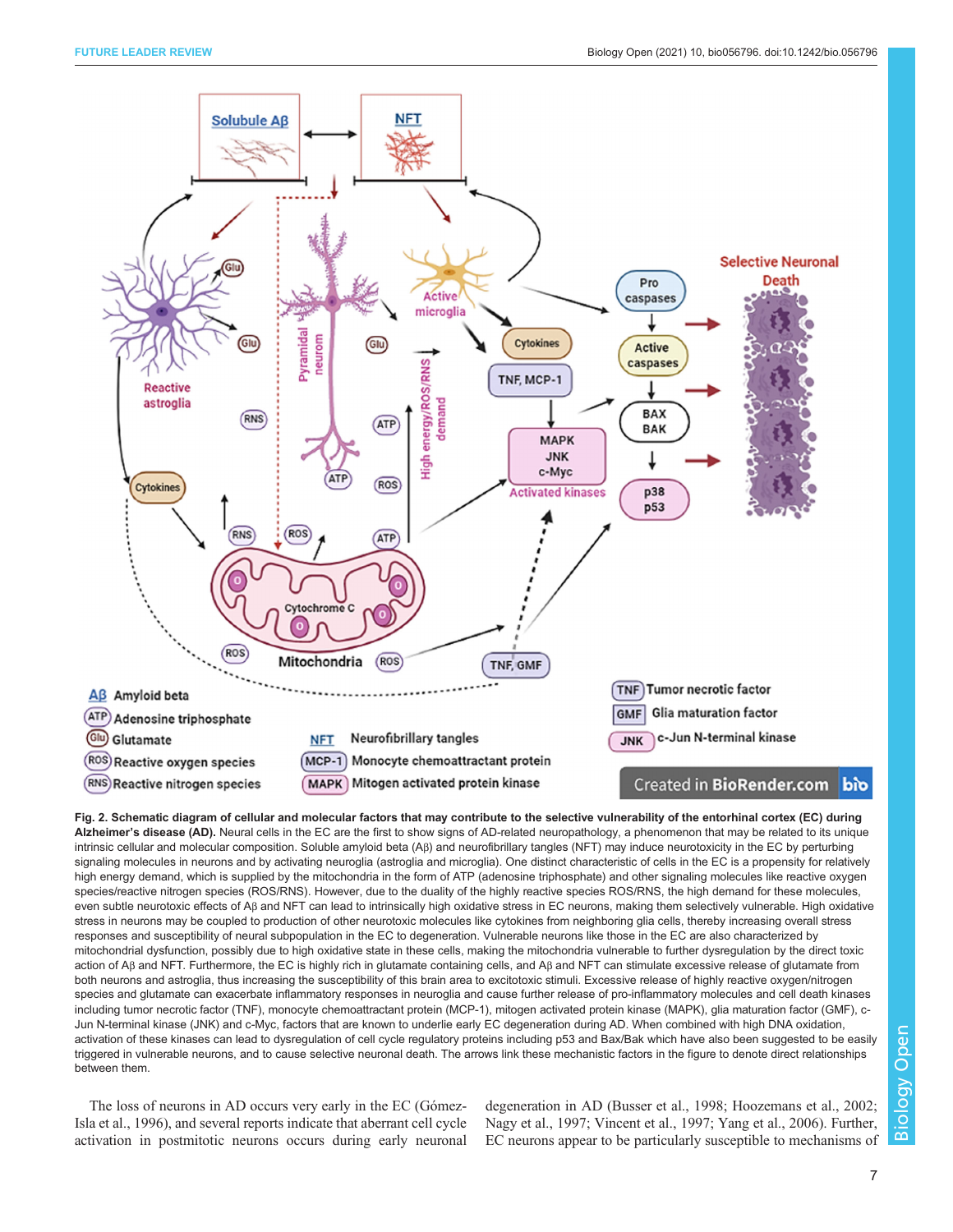**Fig. 2. Schematic diagram of cellular and molecular factors that may contribute to the selective vulnerability of the entorhinal cortex (EC) during Alzheimer's disease (AD).** Neural cells in the EC are the first to show signs of AD-related neuropathology, a phenomenon that may be related to its unique intrinsic cellular and molecular composition. Soluble amyloid beta (Aβ) and neurofibrillary tangles (NFT) may induce neurotoxicity in the EC by perturbing signaling molecules in neurons and by activating neuroglia (astroglia and microglia). One distinct characteristic of cells in the EC is a propensity for relatively high energy demand, which is supplied by the mitochondria in the form of ATP (adenosine triphosphate) and other signaling molecules like reactive oxygen species/reactive nitrogen species (ROS/RNS). However, due to the duality of the highly reactive species ROS/RNS, the high demand for these molecules, even subtle neurotoxic effects of Aβ and NFT can lead to intrinsically high oxidative stress in EC neurons, making them selectively vulnerable. High oxidative stress in neurons may be coupled to production of other neurotoxic molecules like cytokines from neighboring glia cells, thereby increasing overall stress responses and susceptibility of neural subpopulation in the EC to degeneration. Vulnerable neurons like those in the EC are also characterized by mitochondrial dysfunction, possibly due to high oxidative state in these cells, making the mitochondria vulnerable to further dysregulation by the direct toxic action of Aβ and NFT. Furthermore, the EC is highly rich in glutamate containing cells, and Aβ and NFT can stimulate excessive release of glutamate from both neurons and astroglia, thus increasing the susceptibility of this brain area to excitotoxic stimuli. Excessive release of highly reactive oxygen/nitrogen species and glutamate can exacerbate inflammatory responses in neuroglia and cause further release of pro-inflammatory molecules and cell death kinases including tumor necrotic factor (TNF), monocyte chemoattractant protein (MCP-1), mitogen activated protein kinase (MAPK), glia maturation factor (GMF), c-Jun N-terminal kinase (JNK) and c-Myc, factors that are known to underlie early EC degeneration during AD. When combined with high DNA oxidation, activation of these kinases can lead to dysregulation of cell cycle regulatory proteins including p53 and Bax/Bak which have also been suggested to be easily triggered in vulnerable neurons, and to cause selective neuronal death. The arrows link these mechanistic factors in the figure to denote direct relationships between them.

The loss of neurons in AD occurs very early in the EC (Gómez-Isla et al., 1996), and several reports indicate that aberrant cell cycle activation in postmitotic neurons occurs during early neuronal degeneration in AD (Busser et al., 1998; Hoozemans et al., 2002; Nagy et al., 1997; Vincent et al., 1997; Yang et al., 2006). Further, EC neurons appear to be particularly susceptible to mechanisms of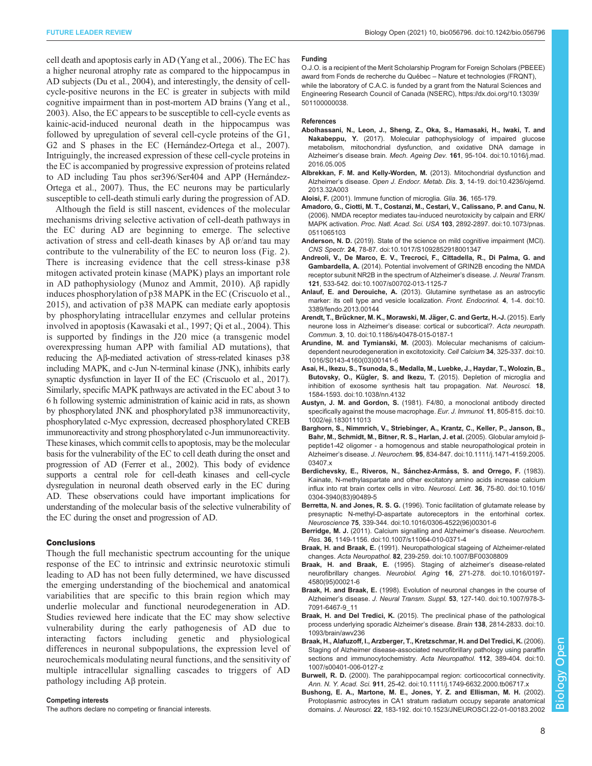cell death and apoptosis early in AD (Yang et al., 2006). The EC has a higher neuronal atrophy rate as compared to the hippocampus in AD subjects (Du et al., 2004), and interestingly, the density of cell-cycle-positive neurons in the EC is greater in subjects with mild cognitive impairment than in post-mortem AD brains (Yang et al., 2003). Also, the EC appears to be susceptible to cell-cycle events as kainic-acid-induced neuronal death in the hippocampus was followed by upregulation of several cell-cycle proteins of the G1, G2 and S phases in the EC (Hernández-Ortega et al., 2007). Intriguingly, the increased expression of these cell-cycle proteins in the EC is accompanied by progressive expression of proteins related to AD including Tau phos ser396/Ser404 and APP (Hernández-Ortega et al., 2007). Thus, the EC neurons may be particularly susceptible to cell-death stimuli early during the progression of AD.

Although the field is still nascent, evidences of the molecular mechanisms driving selective activation of cell-death pathways in the EC during AD are beginning to emerge. The selective activation of stress and cell-death kinases by Aβ or/and tau may contribute to the vulnerability of the EC to neuron loss (Fig. 2). There is increasing evidence that the cell stress-kinase p38 mitogen activated protein kinase (MAPK) plays an important role in AD pathophysiology (Munoz and Ammit, 2010). Aβ rapidly induces phosphorylation of p38 MAPK in the EC (Criscuolo et al., 2015), and activation of p38 MAPK can mediate early apoptosis by phosphorylating intracellular enzymes and cellular proteins involved in apoptosis (Kawasaki et al., 1997; Qi et al., 2004). This is supported by findings in the J20 mice (a transgenic model overexpressing human APP with familial AD mutations), that reducing the Aβ-mediated activation of stress-related kinases p38 including MAPK, and c-Jun N-terminal kinase (JNK), inhibits early synaptic dysfunction in layer II of the EC (Criscuolo et al., 2017). Similarly, specific MAPK pathways are activated in the EC about 3 to 6 h following systemic administration of kainic acid in rats, as shown by phosphorylated JNK and phosphorylated p38 immunoreactivity, phosphorylated c-Myc expression, decreased phosphorylated CREB immunoreactivity and strong phosphorylated c-Jun immunoreactivity. These kinases, which commit cells to apoptosis, may be the molecular basis for the vulnerability of the EC to cell death during the onset and progression of AD (Ferrer et al., 2002). This body of evidence supports a central role for cell-death kinases and cell-cycle dysregulation in neuronal death observed early in the EC during AD. These observations could have important implications for understanding of the molecular basis of the selective vulnerability of the EC during the onset and progression of AD.

## Conclusions

Though the full mechanistic spectrum accounting for the unique response of the EC to intrinsic and extrinsic neurotoxic stimuli leading to AD has not been fully determined, we have discussed the emerging understanding of the biochemical and anatomical variabilities that are specific to this brain region which may underlie molecular and functional neurodegeneration in AD. Studies reviewed here indicate that the EC may show selective vulnerability during the early pathogenesis of AD due to interacting factors including genetic and physiological differences in neuronal subpopulations, the expression level of neurochemicals modulating neural functions, and the sensitivity of multiple intracellular signalling cascades to triggers of AD pathology including Aβ protein.

#### Competing interests

The authors declare no competing or financial interests.

#### Funding

O.J.O. is a recipient of the Merit Scholarship Program for Foreign Scholars (PBEEE) award from Fonds de recherche du Québec – Nature et technologies (FRQNT), while the laboratory of C.A.C. is funded by a grant from the Natural Sciences and Engineering Research Council of Canada (NSERC), https://dx.doi.org/10.13039/501100000038.

#### References

**Abolhassani, N., Leon, J., Sheng, Z., Oka, S., Hamasaki, H., Iwaki, T. and Nakabeppu, Y.** (2017). Molecular pathophysiology of impaired glucose metabolism, mitochondrial dysfunction, and oxidative DNA damage in Alzheimer's disease brain. *Mech. Ageing Dev.* **161**, 95-104. doi:10.1016/j.mad.2016.05.005

**Albrekkan, F. M. and Kelly-Worden, M.** (2013). Mitochondrial dysfunction and Alzheimer's disease. *Open J. Endocr. Metab. Dis.* **3**, 14-19. doi:10.4236/ojemd.2013.32A003

**Aloisi, F.** (2001). Immune function of microglia. *Glia*. **36**, 165-179.

**Amadoro, G., Ciotti, M. T., Costanzi, M., Cestari, V., Calissano, P. and Canu, N.** (2006). NMDA receptor mediates tau-induced neurotoxicity by calpain and ERK/MAPK activation. *Proc. Natl. Acad. Sci. USA* **103**, 2892-2897. doi:10.1073/pnas.0511065103

**Anderson, N. D.** (2019). State of the science on mild cognitive impairment (MCI). *CNS Spectr.* **24**, 78-87. doi:10.1017/S1092852918001347

**Andreoli, V., De Marco, E. V., Trecroci, F., Cittadella, R., Di Palma, G. and Gambardella, A.** (2014). Potential involvement of GRIN2B encoding the NMDA receptor subunit NR2B in the spectrum of Alzheimer's disease. *J. Neural Transm.* **121**, 533-542. doi:10.1007/s00702-013-1125-7

**Anlauf, E. and Derouiche, A.** (2013). Glutamine synthetase as an astrocytic marker: its cell type and vesicle localization. *Front. Endocrinol.* **4**, 1-4. doi:10.3389/fendo.2013.00144

**Arendt, T., Brückner, M. K., Morawski, M. Jäger, C. and Gertz, H.-J.** (2015). Early neurone loss in Alzheimer's disease: cortical or subcortical?. *Acta neuropath. Commun.* **3**, 10. doi:10.1186/s40478-015-0187-1

**Arundine, M. and Tymianski, M.** (2003). Molecular mechanisms of calcium-dependent neurodegeneration in excitotoxicity. *Cell Calcium* **34**, 325-337. doi:10.1016/S0143-4160(03)00141-6

**Asai, H., Ikezu, S., Tsunoda, S., Medalla, M., Luebke, J., Haydar, T., Wolozin, B., Butovsky, O., Kügler, S. and Ikezu, T.** (2015). Depletion of microglia and inhibition of exosome synthesis halt tau propagation. *Nat. Neurosci.* **18**, 1584-1593. doi:10.1038/nn.4132

**Austyn, J. M. and Gordon, S.** (1981). F4/80, a monoclonal antibody directed specifically against the mouse macrophage. *Eur. J. Immunol.* **11**, 805-815. doi:10.1002/eji.1830111013

**Barghorn, S., Nimmrich, V., Striebinger, A., Krantz, C., Keller, P., Janson, B., Bahr, M., Schmidt, M., Bitner, R. S., Harlan, J. et al.** (2005). Globular amyloid β-peptide1-42 oligomer - a homogenous and stable neuropathological protein in Alzheimer's disease. *J. Neurochem.* **95**, 834-847. doi:10.1111/j.1471-4159.2005.03407.x

**Berdichevsky, E., Riveros, N., Sánchez-Armáss, S. and Orrego, F.** (1983). Kainate, N-methylaspartate and other excitatory amino acids increase calcium influx into rat brain cortex cells in vitro. *Neurosci. Lett.* **36**, 75-80. doi:10.1016/0304-3940(83)90489-5

**Berretta, N. and Jones, R. S. G.** (1996). Tonic facilitation of glutamate release by presynaptic N-methyl-D-aspartate autoreceptors in the entorhinal cortex. *Neuroscience* **75**, 339-344. doi:10.1016/0306-4522(96)00301-6

**Berridge, M. J.** (2011). Calcium signalling and Alzheimer's disease. *Neurochem. Res.* **36**, 1149-1156. doi:10.1007/s11064-010-0371-4

**Braak, H. and Braak, E.** (1991). Neuropathological stageing of Alzheimer-related changes. *Acta Neuropathol.* **82**, 239-259. doi:10.1007/BF00308809

**Braak, H. and Braak, E.** (1995). Staging of alzheimer's disease-related neurofibrillary changes. *Neurobiol. Aging* **16**, 271-278. doi:10.1016/0197-4580(95)00021-6

**Braak, H. and Braak, E.** (1998). Evolution of neuronal changes in the course of Alzheimer's disease. *J. Neural Transm. Suppl.* **53**, 127-140. doi:10.1007/978-3-7091-6467-9_11

**Braak, H. and Del Tredici, K.** (2015). The preclinical phase of the pathological process underlying sporadic Alzheimer's disease. *Brain* **138**, 2814-2833. doi:10.1093/brain/awv236

**Braak, H., Alafuzoff, I., Arzberger, T., Kretzschmar, H. and Del Tredici, K.** (2006). Staging of Alzheimer disease-associated neurofibrillary pathology using paraffin sections and immunocytochemistry. *Acta Neuropathol.* **112**, 389-404. doi:10.1007/s00401-006-0127-z

**Burwell, R. D.** (2000). The parahippocampal region: corticocortical connectivity. *Ann. N. Y. Acad. Sci.* **911**, 25-42. doi:10.1111/j.1749-6632.2000.tb06717.x

**Bushong, E. A., Martone, M. E., Jones, Y. Z. and Ellisman, M. H.** (2002). Protoplasmic astrocytes in CA1 stratum radiatum occupy separate anatomical domains. *J. Neurosci.* **22**, 183-192. doi:10.1523/JNEUROSCI.22-01-00183.2002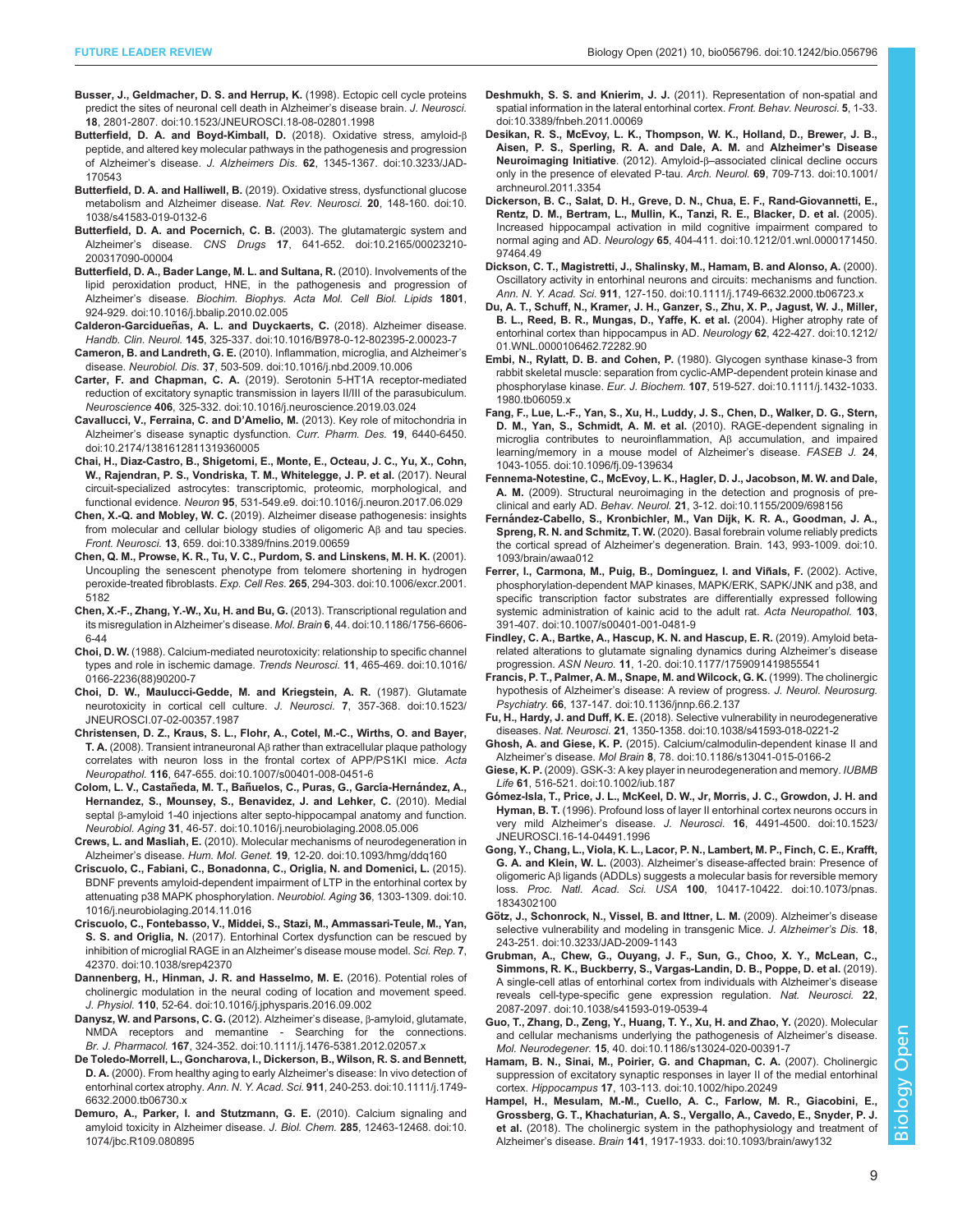**Busser, J., Geldmacher, D. S. and Herrup, K.** (1998). Ectopic cell cycle proteins predict the sites of neuronal cell death in Alzheimer's disease brain. *J. Neurosci.* **18**, 2801-2807. doi:10.1523/JNEUROSCI.18-08-02801.1998

**Butterfield, D. A. and Boyd-Kimball, D.** (2018). Oxidative stress, amyloid-β peptide, and altered key molecular pathways in the pathogenesis and progression of Alzheimer's disease. *J. Alzheimers Dis.* **62**, 1345-1367. doi:10.3233/JAD-170543

**Butterfield, D. A. and Halliwell, B.** (2019). Oxidative stress, dysfunctional glucose metabolism and Alzheimer disease. *Nat. Rev. Neurosci.* **20**, 148-160. doi:10.1038/s41583-019-0132-6

**Butterfield, D. A. and Pocernich, C. B.** (2003). The glutamatergic system and Alzheimer's disease. *CNS Drugs* **17**, 641-652. doi:10.2165/00023210-200317090-00004

**Butterfield, D. A., Bader Lange, M. L. and Sultana, R.** (2010). Involvements of the lipid peroxidation product, HNE, in the pathogenesis and progression of Alzheimer's disease. *Biochim. Biophys. Acta Mol. Cell Biol. Lipids* **1801**, 924-929. doi:10.1016/j.bbalip.2010.02.005

**Calderon-Garcidueñas, A. L. and Duyckaerts, C.** (2018). Alzheimer disease. *Handb. Clin. Neurol.* **145**, 325-337. doi:10.1016/B978-0-12-802395-2.00023-7

**Cameron, B. and Landreth, G. E.** (2010). Inflammation, microglia, and Alzheimer's disease. *Neurobiol. Dis.* **37**, 503-509. doi:10.1016/j.nbd.2009.10.006

**Carter, F. and Chapman, C. A.** (2019). Serotonin 5-HT1A receptor-mediated reduction of excitatory synaptic transmission in layers II/III of the parasubiculum. *Neuroscience* **406**, 325-332. doi:10.1016/j.neuroscience.2019.03.024

**Cavallucci, V., Ferraina, C. and D'Amelio, M.** (2013). Key role of mitochondria in Alzheimer's disease synaptic dysfunction. *Curr. Pharm. Des.* **19**, 6440-6450. doi:10.2174/1381612811319360005

**Chai, H., Diaz-Castro, B., Shigetomi, E., Monte, E., Octeau, J. C., Yu, X., Cohn, W., Rajendran, P. S., Vondriska, T. M., Whitelegge, J. P. et al.** (2017). Neural circuit-specialized astrocytes: transcriptomic, proteomic, morphological, and functional evidence. *Neuron* **95**, 531-549.e9. doi:10.1016/j.neuron.2017.06.029

**Chen, X.-Q. and Mobley, W. C.** (2019). Alzheimer disease pathogenesis: insights from molecular and cellular biology studies of oligomeric Aβ and tau species. *Front. Neurosci.* **13**, 659. doi:10.3389/fnins.2019.00659

**Chen, Q. M., Prowse, K. R., Tu, V. C., Purdom, S. and Linskens, M. H. K.** (2001). Uncoupling the senescent phenotype from telomere shortening in hydrogen peroxide-treated fibroblasts. *Exp. Cell Res.* **265**, 294-303. doi:10.1006/excr.2001.5182

**Chen, X.-F., Zhang, Y.-W., Xu, H. and Bu, G.** (2013). Transcriptional regulation and its misregulation in Alzheimer's disease. *Mol. Brain* **6**, 44. doi:10.1186/1756-6606-6-44

**Choi, D. W.** (1988). Calcium-mediated neurotoxicity: relationship to specific channel types and role in ischemic damage. *Trends Neurosci.* **11**, 465-469. doi:10.1016/0166-2236(88)90200-7

**Choi, D. W., Maulucci-Gedde, M. and Kriegstein, A. R.** (1987). Glutamate neurotoxicity in cortical cell culture. *J. Neurosci.* **7**, 357-368. doi:10.1523/JNEUROSCI.07-02-00357.1987

**Christensen, D. Z., Kraus, S. L., Flohr, A., Cotel, M.-C., Wirths, O. and Bayer, T. A.** (2008). Transient intraneuronal Aβ rather than extracellular plaque pathology correlates with neuron loss in the frontal cortex of APP/PS1KI mice. *Acta Neuropathol.* **116**, 647-655. doi:10.1007/s00401-008-0451-6

**Colom, L. V., Castañeda, M. T., Bañuelos, C., Puras, G., García-Hernández, A., Hernandez, S., Mounsey, S., Benavidez, J. and Lehker, C.** (2010). Medial septal β-amyloid 1-40 injections alter septo-hippocampal anatomy and function. *Neurobiol. Aging* **31**, 46-57. doi:10.1016/j.neurobiolaging.2008.05.006

**Crews, L. and Masliah, E.** (2010). Molecular mechanisms of neurodegeneration in Alzheimer's disease. *Hum. Mol. Genet.* **19**, 12-20. doi:10.1093/hmg/ddq160

**Criscuolo, C., Fabiani, C., Bonadonna, C., Origlia, N. and Domenici, L.** (2015). BDNF prevents amyloid-dependent impairment of LTP in the entorhinal cortex by attenuating p38 MAPK phosphorylation. *Neurobiol. Aging* **36**, 1303-1309. doi:10.1016/j.neurobiolaging.2014.11.016

**Criscuolo, C., Fontebasso, V., Middei, S., Stazi, M., Ammassari-Teule, M., Yan, S. S. and Origlia, N.** (2017). Entorhinal Cortex dysfunction can be rescued by inhibition of microglial RAGE in an Alzheimer's disease mouse model. *Sci. Rep.* **7**, 42370. doi:10.1038/srep42370

**Dannenberg, H., Hinman, J. R. and Hasselmo, M. E.** (2016). Potential roles of cholinergic modulation in the neural coding of location and movement speed. *J. Physiol.* **110**, 52-64. doi:10.1016/j.jphysparis.2016.09.002

**Danysz, W. and Parsons, C. G.** (2012). Alzheimer's disease, β-amyloid, glutamate, NMDA receptors and memantine - Searching for the connections. *Br. J. Pharmacol.* **167**, 324-352. doi:10.1111/j.1476-5381.2012.02057.x

**De Toledo-Morrell, L., Goncharova, I., Dickerson, B., Wilson, R. S. and Bennett, D. A.** (2000). From healthy aging to early Alzheimer's disease: In vivo detection of entorhinal cortex atrophy. *Ann. N. Y. Acad. Sci.* **911**, 240-253. doi:10.1111/j.1749-6632.2000.tb06730.x

**Demuro, A., Parker, I. and Stutzmann, G. E.** (2010). Calcium signaling and amyloid toxicity in Alzheimer disease. *J. Biol. Chem.* **285**, 12463-12468. doi:10.1074/jbc.R109.080895

**Deshmukh, S. S. and Knierim, J. J.** (2011). Representation of non-spatial and spatial information in the lateral entorhinal cortex. *Front. Behav. Neurosci.* **5**, 1-33. doi:10.3389/fnbeh.2011.00069

**Desikan, R. S., McEvoy, L. K., Thompson, W. K., Holland, D., Brewer, J. B., Aisen, P. S., Sperling, R. A. and Dale, A. M.** and **Alzheimer's Disease Neuroimaging Initiative**. (2012). Amyloid-β–associated clinical decline occurs only in the presence of elevated P-tau. *Arch. Neurol.* **69**, 709-713. doi:10.1001/archneurol.2011.3354

**Dickerson, B. C., Salat, D. H., Greve, D. N., Chua, E. F., Rand-Giovannetti, E., Rentz, D. M., Bertram, L., Mullin, K., Tanzi, R. E., Blacker, D. et al.** (2005). Increased hippocampal activation in mild cognitive impairment compared to normal aging and AD. *Neurology* **65**, 404-411. doi:10.1212/01.wnl.0000171450.97464.49

**Dickson, C. T., Magistretti, J., Shalinsky, M., Hamam, B. and Alonso, A.** (2000). Oscillatory activity in entorhinal neurons and circuits: mechanisms and function. *Ann. N. Y. Acad. Sci.* **911**, 127-150. doi:10.1111/j.1749-6632.2000.tb06723.x

**Du, A. T., Schuff, N., Kramer, J. H., Ganzer, S., Zhu, X. P., Jagust, W. J., Miller, B. L., Reed, B. R., Mungas, D., Yaffe, K. et al.** (2004). Higher atrophy rate of entorhinal cortex than hippocampus in AD. *Neurology* **62**, 422-427. doi:10.1212/01.WNL.0000106462.72282.90

**Embi, N., Rylatt, D. B. and Cohen, P.** (1980). Glycogen synthase kinase-3 from rabbit skeletal muscle: separation from cyclic-AMP-dependent protein kinase and phosphorylase kinase. *Eur. J. Biochem.* **107**, 519-527. doi:10.1111/j.1432-1033.1980.tb06059.x

**Fang, F., Lue, L.-F., Yan, S., Xu, H., Luddy, J. S., Chen, D., Walker, D. G., Stern, D. M., Yan, S., Schmidt, A. M. et al.** (2010). RAGE-dependent signaling in microglia contributes to neuroinflammation, Aβ accumulation, and impaired learning/memory in a mouse model of Alzheimer's disease. *FASEB J.* **24**, 1043-1055. doi:10.1096/fj.09-139634

**Fennema-Notestine, C., McEvoy, L. K., Hagler, D. J., Jacobson, M. W. and Dale, A. M.** (2009). Structural neuroimaging in the detection and prognosis of pre-clinical and early AD. *Behav. Neurol.* **21**, 3-12. doi:10.1155/2009/698156

**Fernández-Cabello, S., Kronbichler, M., Van Dijk, K. R. A., Goodman, J. A., Spreng, R. N. and Schmitz, T. W.** (2020). Basal forebrain volume reliably predicts the cortical spread of Alzheimer's degeneration. Brain. 143, 993-1009. doi:10.1093/brain/awaa012

**Ferrer, I., Carmona, M., Puig, B., Domínguez, I. and Viñals, F.** (2002). Active, phosphorylation-dependent MAP kinases, MAPK/ERK, SAPK/JNK and p38, and specific transcription factor substrates are differentially expressed following systemic administration of kainic acid to the adult rat. *Acta Neuropathol.* **103**, 391-407. doi:10.1007/s00401-001-0481-9

**Findley, C. A., Bartke, A., Hascup, K. N. and Hascup, E. R.** (2019). Amyloid beta-related alterations to glutamate signaling dynamics during Alzheimer's disease progression. *ASN Neuro.* **11**, 1-20. doi:10.1177/1759091419855541

**Francis, P. T., Palmer, A. M., Snape, M. and Wilcock, G. K.** (1999). The cholinergic hypothesis of Alzheimer's disease: A review of progress. *J. Neurol. Neurosurg. Psychiatry.* **66**, 137-147. doi:10.1136/jnnp.66.2.137

**Fu, H., Hardy, J. and Duff, K. E.** (2018). Selective vulnerability in neurodegenerative diseases. *Nat. Neurosci.* **21**, 1350-1358. doi:10.1038/s41593-018-0221-2

**Ghosh, A. and Giese, K. P.** (2015). Calcium/calmodulin-dependent kinase II and Alzheimer's disease. *Mol Brain* **8**, 78. doi:10.1186/s13041-015-0166-2

**Giese, K. P.** (2009). GSK-3: A key player in neurodegeneration and memory. *IUBMB Life* **61**, 516-521. doi:10.1002/iub.187

**Gómez-Isla, T., Price, J. L., McKeel, D. W., Jr, Morris, J. C., Growdon, J. H. and Hyman, B. T.** (1996). Profound loss of layer II entorhinal cortex neurons occurs in very mild Alzheimer's disease. *J. Neurosci.* **16**, 4491-4500. doi:10.1523/JNEUROSCI.16-14-04491.1996

**Gong, Y., Chang, L., Viola, K. L., Lacor, P. N., Lambert, M. P., Finch, C. E., Krafft, G. A. and Klein, W. L.** (2003). Alzheimer's disease-affected brain: Presence of oligomeric Aβ ligands (ADDLs) suggests a molecular basis for reversible memory loss. *Proc. Natl. Acad. Sci. USA* **100**, 10417-10422. doi:10.1073/pnas.1834302100

**Götz, J., Schonrock, N., Vissel, B. and Ittner, L. M.** (2009). Alzheimer's disease selective vulnerability and modeling in transgenic Mice. *J. Alzheimer's Dis.* **18**, 243-251. doi:10.3233/JAD-2009-1143

**Grubman, A., Chew, G., Ouyang, J. F., Sun, G., Choo, X. Y., McLean, C., Simmons, R. K., Buckberry, S., Vargas-Landin, D. B., Poppe, D. et al.** (2019). A single-cell atlas of entorhinal cortex from individuals with Alzheimer's disease reveals cell-type-specific gene expression regulation. *Nat. Neurosci.* **22**, 2087-2097. doi:10.1038/s41593-019-0539-4

**Guo, T., Zhang, D., Zeng, Y., Huang, T. Y., Xu, H. and Zhao, Y.** (2020). Molecular and cellular mechanisms underlying the pathogenesis of Alzheimer's disease. *Mol. Neurodegener.* **15**, 40. doi:10.1186/s13024-020-00391-7

**Hamam, B. N., Sinai, M., Poirier, G. and Chapman, C. A.** (2007). Cholinergic suppression of excitatory synaptic responses in layer II of the medial entorhinal cortex. *Hippocampus* **17**, 103-113. doi:10.1002/hipo.20249

**Hampel, H., Mesulam, M.-M., Cuello, A. C., Farlow, M. R., Giacobini, E., Grossberg, G. T., Khachaturian, A. S., Vergallo, A., Cavedo, E., Snyder, P. J. et al.** (2018). The cholinergic system in the pathophysiology and treatment of Alzheimer's disease. *Brain* **141**, 1917-1933. doi:10.1093/brain/awy132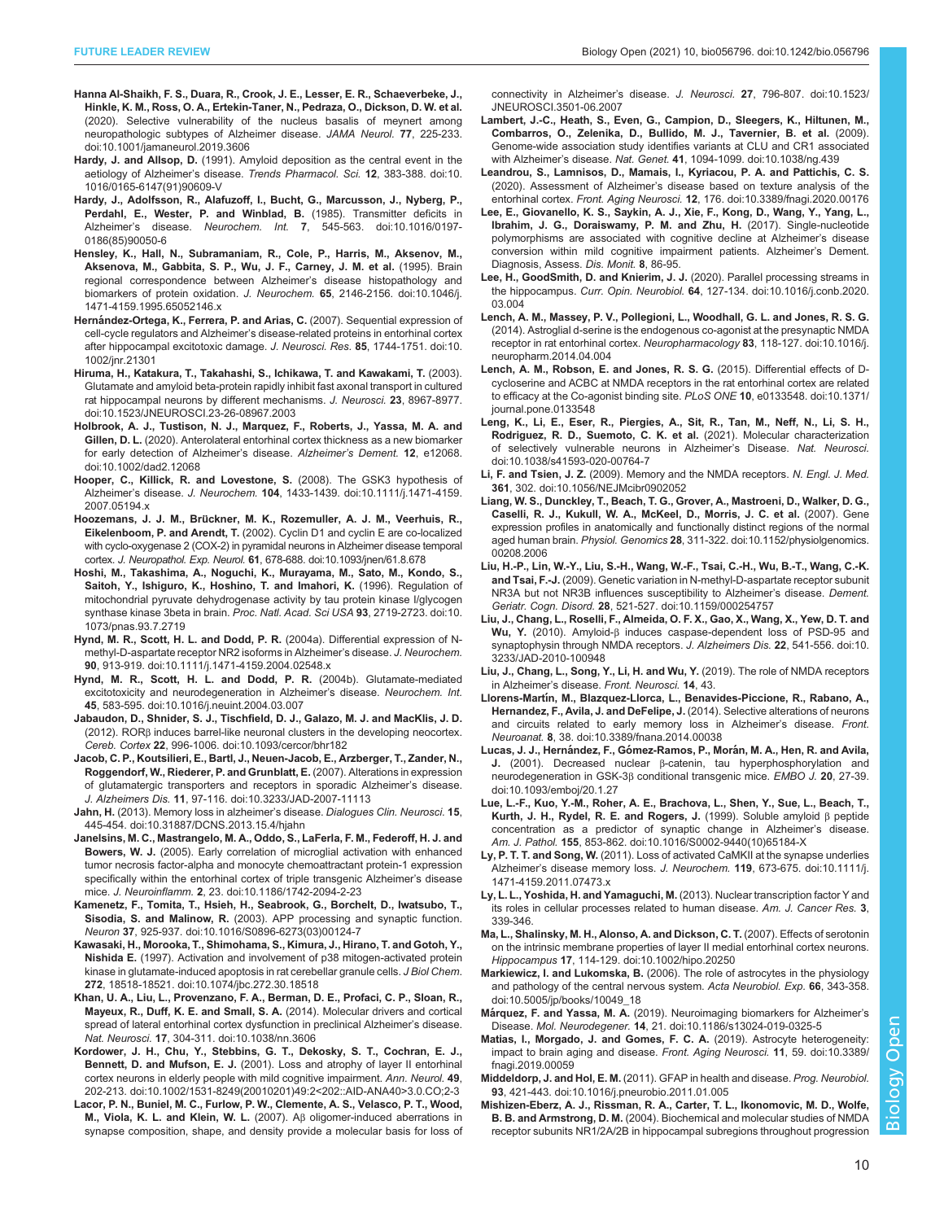**Hanna Al-Shaikh, F. S., Duara, R., Crook, J. E., Lesser, E. R., Schaeverbeke, J., Hinkle, K. M., Ross, O. A., Ertekin-Taner, N., Pedraza, O., Dickson, D. W. et al.** (2020). Selective vulnerability of the nucleus basalis of meynert among neuropathologic subtypes of Alzheimer disease. *JAMA Neurol.* **77**, 225-233. doi:10.1001/jamaneurol.2019.3606

**Hardy, J. and Allsop, D.** (1991). Amyloid deposition as the central event in the aetiology of Alzheimer's disease. *Trends Pharmacol. Sci.* **12**, 383-388. doi:10.1016/0165-6147(91)90609-V

**Hardy, J., Adolfsson, R., Alafuzoff, I., Bucht, G., Marcusson, J., Nyberg, P., Perdahl, E., Wester, P. and Winblad, B.** (1985). Transmitter deficits in Alzheimer's disease. *Neurochem. Int.* **7**, 545-563. doi:10.1016/0197-0186(85)90050-6

**Hensley, K., Hall, N., Subramaniam, R., Cole, P., Harris, M., Aksenov, M., Aksenova, M., Gabbita, S. P., Wu, J. F., Carney, J. M. et al.** (1995). Brain regional correspondence between Alzheimer's disease histopathology and biomarkers of protein oxidation. *J. Neurochem.* **65**, 2146-2156. doi:10.1046/j.1471-4159.1995.65052146.x

**Hernández-Ortega, K., Ferrera, P. and Arias, C.** (2007). Sequential expression of cell-cycle regulators and Alzheimer's disease-related proteins in entorhinal cortex after hippocampal excitotoxic damage. *J. Neurosci. Res.* **85**, 1744-1751. doi:10.1002/jnr.21301

**Hiruma, H., Katakura, T., Takahashi, S., Ichikawa, T. and Kawakami, T.** (2003). Glutamate and amyloid beta-protein rapidly inhibit fast axonal transport in cultured rat hippocampal neurons by different mechanisms. *J. Neurosci.* **23**, 8967-8977. doi:10.1523/JNEUROSCI.23-26-08967.2003

**Holbrook, A. J., Tustison, N. J., Marquez, F., Roberts, J., Yassa, M. A. and Gillen, D. L.** (2020). Anterolateral entorhinal cortex thickness as a new biomarker for early detection of Alzheimer's disease. *Alzheimer's Dement.* **12**, e12068. doi:10.1002/dad2.12068

**Hooper, C., Killick, R. and Lovestone, S.** (2008). The GSK3 hypothesis of Alzheimer's disease. *J. Neurochem.* **104**, 1433-1439. doi:10.1111/j.1471-4159.2007.05194.x

**Hoozemans, J. J. M., Brückner, M. K., Rozemuller, A. J. M., Veerhuis, R., Eikelenboom, P. and Arendt, T.** (2002). Cyclin D1 and cyclin E are co-localized with cyclo-oxygenase 2 (COX-2) in pyramidal neurons in Alzheimer disease temporal cortex. *J. Neuropathol. Exp. Neurol.* **61**, 678-688. doi:10.1093/jnen/61.8.678

**Hoshi, M., Takashima, A., Noguchi, K., Murayama, M., Sato, M., Kondo, S., Saitoh, Y., Ishiguro, K., Hoshino, T. and Imahori, K.** (1996). Regulation of mitochondrial pyruvate dehydrogenase activity by tau protein kinase I/glycogen synthase kinase 3beta in brain. *Proc. Natl. Acad. Sci USA* **93**, 2719-2723. doi:10.1073/pnas.93.7.2719

**Hynd, M. R., Scott, H. L. and Dodd, P. R.** (2004a). Differential expression of N-methyl-D-aspartate receptor NR2 isoforms in Alzheimer's disease. *J. Neurochem.* **90**, 913-919. doi:10.1111/j.1471-4159.2004.02548.x

**Hynd, M. R., Scott, H. L. and Dodd, P. R.** (2004b). Glutamate-mediated excitotoxicity and neurodegeneration in Alzheimer's disease. *Neurochem. Int.* **45**, 583-595. doi:10.1016/j.neuint.2004.03.007

**Jabaudon, D., Shnider, S. J., Tischfield, D. J., Galazo, M. J. and MacKlis, J. D.** (2012). RORβ induces barrel-like neuronal clusters in the developing neocortex. *Cereb. Cortex* **22**, 996-1006. doi:10.1093/cercor/bhr182

**Jacob, C. P., Koutsilieri, E., Bartl, J., Neuen-Jacob, E., Arzberger, T., Zander, N., Roggendorf, W., Riederer, P. and Grunblatt, E.** (2007). Alterations in expression of glutamatergic transporters and receptors in sporadic Alzheimer's disease. *J. Alzheimers Dis.* **11**, 97-116. doi:10.3233/JAD-2007-11113

**Jahn, H.** (2013). Memory loss in alzheimer's disease. *Dialogues Clin. Neurosci.* **15**, 445-454. doi:10.31887/DCNS.2013.15.4/hjahn

**Janelsins, M. C., Mastrangelo, M. A., Oddo, S., LaFerla, F. M., Federoff, H. J. and Bowers, W. J.** (2005). Early correlation of microglial activation with enhanced tumor necrosis factor-alpha and monocyte chemoattractant protein-1 expression specifically within the entorhinal cortex of triple transgenic Alzheimer's disease mice. *J. Neuroinflamm.* **2**, 23. doi:10.1186/1742-2094-2-23

**Kamenetz, F., Tomita, T., Hsieh, H., Seabrook, G., Borchelt, D., Iwatsubo, T., Sisodia, S. and Malinow, R.** (2003). APP processing and synaptic function. *Neuron* **37**, 925-937. doi:10.1016/S0896-6273(03)00124-7

**Kawasaki, H., Morooka, T., Shimohama, S., Kimura, J., Hirano, T. and Gotoh, Y., Nishida E.** (1997). Activation and involvement of p38 mitogen-activated protein kinase in glutamate-induced apoptosis in rat cerebellar granule cells. *J Biol Chem.* **272**, 18518-18521. doi:10.1074/jbc.272.30.18518

**Khan, U. A., Liu, L., Provenzano, F. A., Berman, D. E., Profaci, C. P., Sloan, R., Mayeux, R., Duff, K. E. and Small, S. A.** (2014). Molecular drivers and cortical spread of lateral entorhinal cortex dysfunction in preclinical Alzheimer's disease. *Nat. Neurosci.* **17**, 304-311. doi:10.1038/nn.3606

**Kordower, J. H., Chu, Y., Stebbins, G. T., Dekosky, S. T., Cochran, E. J., Bennett, D. and Mufson, E. J.** (2001). Loss and atrophy of layer II entorhinal cortex neurons in elderly people with mild cognitive impairment. *Ann. Neurol.* **49**, 202-213. doi:10.1002/1531-8249(20010201)49:2<202::AID-ANA40>3.0.CO;2-3

**Lacor, P. N., Buniel, M. C., Furlow, P. W., Clemente, A. S., Velasco, P. T., Wood, M., Viola, K. L. and Klein, W. L.** (2007). Aβ oligomer-induced aberrations in synapse composition, shape, and density provide a molecular basis for loss of connectivity in Alzheimer's disease. *J. Neurosci.* **27**, 796-807. doi:10.1523/JNEUROSCI.3501-06.2007

**Lambert, J.-C., Heath, S., Even, G., Campion, D., Sleegers, K., Hiltunen, M., Combarros, O., Zelenika, D., Bullido, M. J., Tavernier, B. et al.** (2009). Genome-wide association study identifies variants at CLU and CR1 associated with Alzheimer's disease. *Nat. Genet.* **41**, 1094-1099. doi:10.1038/ng.439

**Leandrou, S., Lamnisos, D., Mamais, I., Kyriacou, P. A. and Pattichis, C. S.** (2020). Assessment of Alzheimer's disease based on texture analysis of the entorhinal cortex. *Front. Aging Neurosci.* **12**, 176. doi:10.3389/fnagi.2020.00176

**Lee, E., Giovanello, K. S., Saykin, A. J., Xie, F., Kong, D., Wang, Y., Yang, L., Ibrahim, J. G., Doraiswamy, P. M. and Zhu, H.** (2017). Single-nucleotide polymorphisms are associated with cognitive decline at Alzheimer's disease conversion within mild cognitive impairment patients. Alzheimer's Dement. Diagnosis, Assess. *Dis. Monit.* **8**, 86-95.

**Lee, H., GoodSmith, D. and Knierim, J. J.** (2020). Parallel processing streams in the hippocampus. *Curr. Opin. Neurobiol.* **64**, 127-134. doi:10.1016/j.conb.2020.03.004

**Lench, A. M., Massey, P. V., Pollegioni, L., Woodhall, G. L. and Jones, R. S. G.** (2014). Astroglial d-serine is the endogenous co-agonist at the presynaptic NMDA receptor in rat entorhinal cortex. *Neuropharmacology* **83**, 118-127. doi:10.1016/j.neuropharm.2014.04.004

**Lench, A. M., Robson, E. and Jones, R. S. G.** (2015). Differential effects of D-cycloserine and ACBC at NMDA receptors in the rat entorhinal cortex are related to efficacy at the Co-agonist binding site. *PLoS ONE* **10**, e0133548. doi:10.1371/journal.pone.0133548

**Leng, K., Li, E., Eser, R., Piergies, A., Sit, R., Tan, M., Neff, N., Li, S. H., Rodriguez, R. D., Suemoto, C. K. et al.** (2021). Molecular characterization of selectively vulnerable neurons in Alzheimer's Disease. *Nat. Neurosci.* doi:10.1038/s41593-020-00764-7

**Li, F. and Tsien, J. Z.** (2009). Memory and the NMDA receptors. *N. Engl. J. Med.* **361**, 302. doi:10.1056/NEJMcibr0902052

**Liang, W. S., Dunckley, T., Beach, T. G., Grover, A., Mastroeni, D., Walker, D. G., Caselli, R. J., Kukull, W. A., McKeel, D., Morris, J. C. et al.** (2007). Gene expression profiles in anatomically and functionally distinct regions of the normal aged human brain. *Physiol. Genomics* **28**, 311-322. doi:10.1152/physiolgenomics.00208.2006

**Liu, H.-P., Lin, W.-Y., Liu, S.-H., Wang, W.-F., Tsai, C.-H., Wu, B.-T., Wang, C.-K. and Tsai, F.-J.** (2009). Genetic variation in N-methyl-D-aspartate receptor subunit NR3A but not NR3B influences susceptibility to Alzheimer's disease. *Dement. Geriatr. Cogn. Disord.* **28**, 521-527. doi:10.1159/000254757

**Liu, J., Chang, L., Roselli, F., Almeida, O. F. X., Gao, X., Wang, X., Yew, D. T. and Wu, Y.** (2010). Amyloid-β induces caspase-dependent loss of PSD-95 and synaptophysin through NMDA receptors. *J. Alzheimers Dis.* **22**, 541-556. doi:10.3233/JAD-2010-100948

**Liu, J., Chang, L., Song, Y., Li, H. and Wu, Y.** (2019). The role of NMDA receptors in Alzheimer's disease. *Front. Neurosci.* **14**, 43.

**Llorens-Martín, M., Blazquez-Llorca, L., Benavides-Piccione, R., Rabano, A., Hernandez, F., Avila, J. and DeFelipe, J.** (2014). Selective alterations of neurons and circuits related to early memory loss in Alzheimer's disease. *Front. Neuroanat.* **8**, 38. doi:10.3389/fnana.2014.00038

**Lucas, J. J., Hernández, F., Gómez-Ramos, P., Morán, M. A., Hen, R. and Avila, J.** (2001). Decreased nuclear β-catenin, tau hyperphosphorylation and neurodegeneration in GSK-3β conditional transgenic mice. *EMBO J.* **20**, 27-39. doi:10.1093/emboj/20.1.27

**Lue, L.-F., Kuo, Y.-M., Roher, A. E., Brachova, L., Shen, Y., Sue, L., Beach, T., Kurth, J. H., Rydel, R. E. and Rogers, J.** (1999). Soluble amyloid β peptide concentration as a predictor of synaptic change in Alzheimer's disease. *Am. J. Pathol.* **155**, 853-862. doi:10.1016/S0002-9440(10)65184-X

**Ly, P. T. T. and Song, W.** (2011). Loss of activated CaMKII at the synapse underlies Alzheimer's disease memory loss. *J. Neurochem.* **119**, 673-675. doi:10.1111/j.1471-4159.2011.07473.x

**Ly, L. L., Yoshida, H. and Yamaguchi, M.** (2013). Nuclear transcription factor Y and its roles in cellular processes related to human disease. *Am. J. Cancer Res.* **3**, 339-346.

**Ma, L., Shalinsky, M. H., Alonso, A. and Dickson, C. T.** (2007). Effects of serotonin on the intrinsic membrane properties of layer II medial entorhinal cortex neurons. *Hippocampus* **17**, 114-129. doi:10.1002/hipo.20250

**Markiewicz, I. and Lukomska, B.** (2006). The role of astrocytes in the physiology and pathology of the central nervous system. *Acta Neurobiol. Exp.* **66**, 343-358. doi:10.5005/jp/books/10049_18

**Márquez, F. and Yassa, M. A.** (2019). Neuroimaging biomarkers for Alzheimer's Disease. *Mol. Neurodegener.* **14**, 21. doi:10.1186/s13024-019-0325-5

**Matias, I., Morgado, J. and Gomes, F. C. A.** (2019). Astrocyte heterogeneity: impact to brain aging and disease. *Front. Aging Neurosci.* **11**, 59. doi:10.3389/fnagi.2019.00059

**Middeldorp, J. and Hol, E. M.** (2011). GFAP in health and disease. *Prog. Neurobiol.* **93**, 421-443. doi:10.1016/j.pneurobio.2011.01.005

**Mishizen-Eberz, A. J., Rissman, R. A., Carter, T. L., Ikonomovic, M. D., Wolfe, B. B. and Armstrong, D. M.** (2004). Biochemical and molecular studies of NMDA receptor subunits NR1/2A/2B in hippocampal subregions throughout progression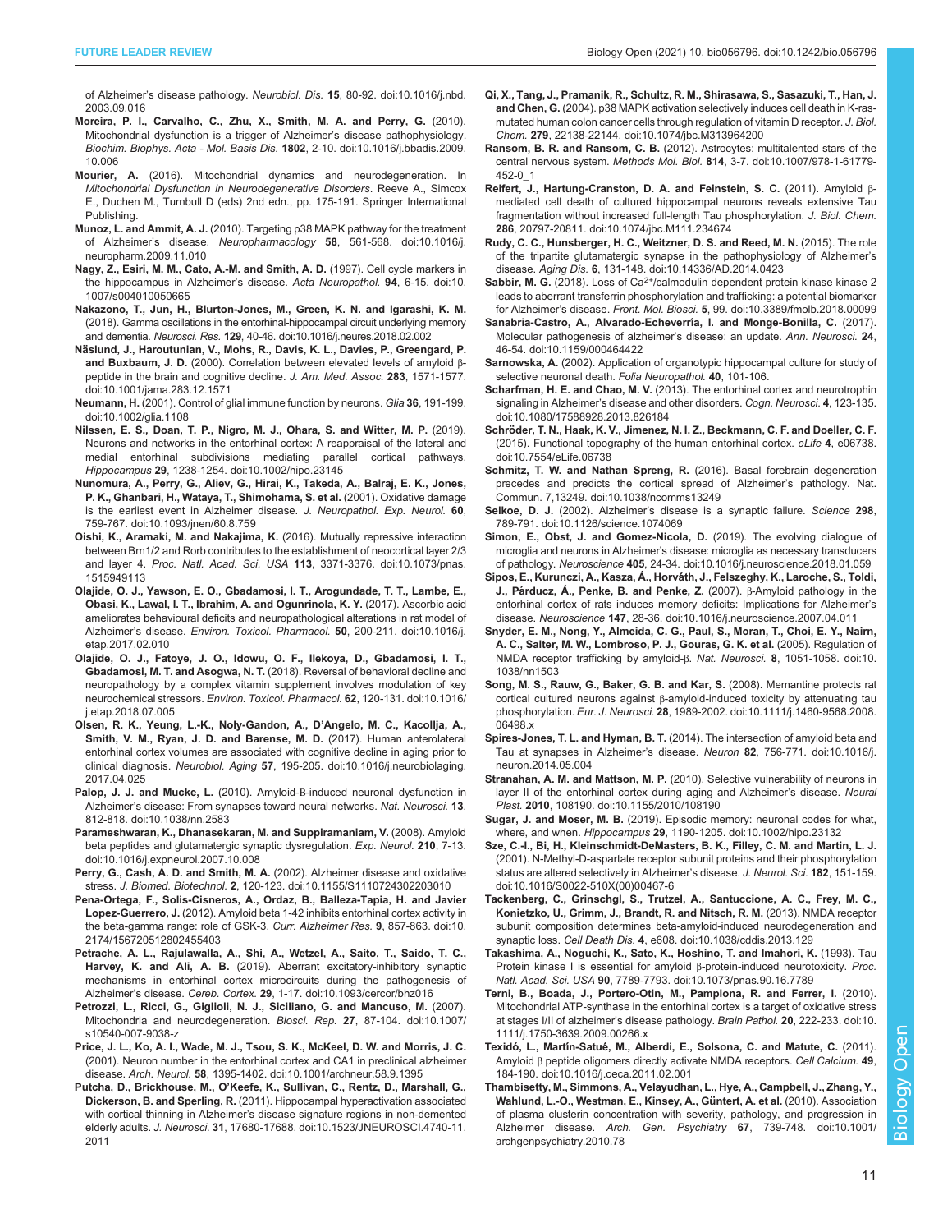of Alzheimer's disease pathology. *Neurobiol. Dis.* **15**, 80-92. doi:10.1016/j.nbd.2003.09.016

**Moreira, P. I., Carvalho, C., Zhu, X., Smith, M. A. and Perry, G.** (2010). Mitochondrial dysfunction is a trigger of Alzheimer's disease pathophysiology. *Biochim. Biophys. Acta - Mol. Basis Dis.* **1802**, 2-10. doi:10.1016/j.bbadis.2009.10.006

**Mourier, A.** (2016). Mitochondrial dynamics and neurodegeneration. In *Mitochondrial Dysfunction in Neurodegenerative Disorders*. Reeve A., Simcox E., Duchen M., Turnbull D (eds) 2nd edn., pp. 175-191. Springer International Publishing.

**Munoz, L. and Ammit, A. J.** (2010). Targeting p38 MAPK pathway for the treatment of Alzheimer's disease. *Neuropharmacology* **58**, 561-568. doi:10.1016/j.neuropharm.2009.11.010

**Nagy, Z., Esiri, M. M., Cato, A.-M. and Smith, A. D.** (1997). Cell cycle markers in the hippocampus in Alzheimer's disease. *Acta Neuropathol.* **94**, 6-15. doi:10.1007/s004010050665

**Nakazono, T., Jun, H., Blurton-Jones, M., Green, K. N. and Igarashi, K. M.** (2018). Gamma oscillations in the entorhinal-hippocampal circuit underlying memory and dementia. *Neurosci. Res.* **129**, 40-46. doi:10.1016/j.neures.2018.02.002

**Näslund, J., Haroutunian, V., Mohs, R., Davis, K. L., Davies, P., Greengard, P. and Buxbaum, J. D.** (2000). Correlation between elevated levels of amyloid β-peptide in the brain and cognitive decline. *J. Am. Med. Assoc.* **283**, 1571-1577. doi:10.1001/jama.283.12.1571

**Neumann, H.** (2001). Control of glial immune function by neurons. *Glia* **36**, 191-199. doi:10.1002/glia.1108

**Nilssen, E. S., Doan, T. P., Nigro, M. J., Ohara, S. and Witter, M. P.** (2019). Neurons and networks in the entorhinal cortex: A reappraisal of the lateral and medial entorhinal subdivisions mediating parallel cortical pathways. *Hippocampus* **29**, 1238-1254. doi:10.1002/hipo.23145

**Nunomura, A., Perry, G., Aliev, G., Hirai, K., Takeda, A., Balraj, E. K., Jones, P. K., Ghanbari, H., Wataya, T., Shimohama, S. et al.** (2001). Oxidative damage is the earliest event in Alzheimer disease. *J. Neuropathol. Exp. Neurol.* **60**, 759-767. doi:10.1093/jnen/60.8.759

**Oishi, K., Aramaki, M. and Nakajima, K.** (2016). Mutually repressive interaction between Brn1/2 and Rorb contributes to the establishment of neocortical layer 2/3 and layer 4. *Proc. Natl. Acad. Sci. USA* **113**, 3371-3376. doi:10.1073/pnas.1515949113

**Olajide, O. J., Yawson, E. O., Gbadamosi, I. T., Arogundade, T. T., Lambe, E., Obasi, K., Lawal, I. T., Ibrahim, A. and Ogunrinola, K. Y.** (2017). Ascorbic acid ameliorates behavioural deficits and neuropathological alterations in rat model of Alzheimer's disease. *Environ. Toxicol. Pharmacol.* **50**, 200-211. doi:10.1016/j.etap.2017.02.010

**Olajide, O. J., Fatoye, J. O., Idowu, O. F., Ilekoya, D., Gbadamosi, I. T., Gbadamosi, M. T. and Asogwa, N. T.** (2018). Reversal of behavioral decline and neuropathology by a complex vitamin supplement involves modulation of key neurochemical stressors. *Environ. Toxicol. Pharmacol.* **62**, 120-131. doi:10.1016/j.etap.2018.07.005

**Olsen, R. K., Yeung, L.-K., Noly-Gandon, A., D'Angelo, M. C., Kacollja, A., Smith, V. M., Ryan, J. D. and Barense, M. D.** (2017). Human anterolateral entorhinal cortex volumes are associated with cognitive decline in aging prior to clinical diagnosis. *Neurobiol. Aging* **57**, 195-205. doi:10.1016/j.neurobiolaging.2017.04.025

**Palop, J. J. and Mucke, L.** (2010). Amyloid-B-induced neuronal dysfunction in Alzheimer's disease: From synapses toward neural networks. *Nat. Neurosci.* **13**, 812-818. doi:10.1038/nn.2583

**Parameshwaran, K., Dhanasekaran, M. and Suppiramaniam, V.** (2008). Amyloid beta peptides and glutamatergic synaptic dysregulation. *Exp. Neurol.* **210**, 7-13. doi:10.1016/j.expneurol.2007.10.008

**Perry, G., Cash, A. D. and Smith, M. A.** (2002). Alzheimer disease and oxidative stress. *J. Biomed. Biotechnol.* **2**, 120-123. doi:10.1155/S1110724302203010

**Pena-Ortega, F., Solis-Cisneros, A., Ordaz, B., Balleza-Tapia, H. and Javier Lopez-Guerrero, J.** (2012). Amyloid beta 1-42 inhibits entorhinal cortex activity in the beta-gamma range: role of GSK-3. *Curr. Alzheimer Res.* **9**, 857-863. doi:10.2174/156720512802455403

**Petrache, A. L., Rajulawalla, A., Shi, A., Wetzel, A., Saito, T., Saido, T. C., Harvey, K. and Ali, A. B.** (2019). Aberrant excitatory-inhibitory synaptic mechanisms in entorhinal cortex microcircuits during the pathogenesis of Alzheimer's disease. *Cereb. Cortex.* **29**, 1-17. doi:10.1093/cercor/bhz016

**Petrozzi, L., Ricci, G., Giglioli, N. J., Siciliano, G. and Mancuso, M.** (2007). Mitochondria and neurodegeneration. *Biosci. Rep.* **27**, 87-104. doi:10.1007/s10540-007-9038-z

**Price, J. L., Ko, A. I., Wade, M. J., Tsou, S. K., McKeel, D. W. and Morris, J. C.** (2001). Neuron number in the entorhinal cortex and CA1 in preclinical alzheimer disease. *Arch. Neurol.* **58**, 1395-1402. doi:10.1001/archneur.58.9.1395

**Putcha, D., Brickhouse, M., O'Keefe, K., Sullivan, C., Rentz, D., Marshall, G., Dickerson, B. and Sperling, R.** (2011). Hippocampal hyperactivation associated with cortical thinning in Alzheimer's disease signature regions in non-demented elderly adults. *J. Neurosci.* **31**, 17680-17688. doi:10.1523/JNEUROSCI.4740-11.2011

**Qi, X., Tang, J., Pramanik, R., Schultz, R. M., Shirasawa, S., Sasazuki, T., Han, J. and Chen, G.** (2004). p38 MAPK activation selectively induces cell death in K-ras-mutated human colon cancer cells through regulation of vitamin D receptor. *J. Biol. Chem.* **279**, 22138-22144. doi:10.1074/jbc.M313964200

**Ransom, B. R. and Ransom, C. B.** (2012). Astrocytes: multitalented stars of the central nervous system. *Methods Mol. Biol.* **814**, 3-7. doi:10.1007/978-1-61779-452-0_1

**Reifert, J., Hartung-Cranston, D. A. and Feinstein, S. C.** (2011). Amyloid β-mediated cell death of cultured hippocampal neurons reveals extensive Tau fragmentation without increased full-length Tau phosphorylation. *J. Biol. Chem.* **286**, 20797-20811. doi:10.1074/jbc.M111.234674

**Rudy, C. C., Hunsberger, H. C., Weitzner, D. S. and Reed, M. N.** (2015). The role of the tripartite glutamatergic synapse in the pathophysiology of Alzheimer's disease. *Aging Dis.* **6**, 131-148. doi:10.14336/AD.2014.0423

**Sabbir, M. G.** (2018). Loss of $Ca^{2+}$/calmodulin dependent protein kinase 2 leads to aberrant transferrin phosphorylation and trafficking: a potential biomarker for Alzheimer's disease. *Front. Mol. Biosci.* **5**, 99. doi:10.3389/fmolb.2018.00099

**Sanabria-Castro, A., Alvarado-Echeverría, I. and Monge-Bonilla, C.** (2017). Molecular pathogenesis of alzheimer's disease: an update. *Ann. Neurosci.* **24**, 46-54. doi:10.1159/000464422

**Sarnowska, A.** (2002). Application of organotypic hippocampal culture for study of selective neuronal death. *Folia Neuropathol.* **40**, 101-106.

**Scharfman, H. E. and Chao, M. V.** (2013). The entorhinal cortex and neurotrophin signaling in Alzheimer's disease and other disorders. *Cogn. Neurosci.* **4**, 123-135. doi:10.1080/17588928.2013.826184

**Schröder, T. N., Haak, K. V., Jimenez, N. I. Z., Beckmann, C. F. and Doeller, C. F.** (2015). Functional topography of the human entorhinal cortex. *eLife* **4**, e06738. doi:10.7554/eLife.06738

**Schmitz, T. W. and Nathan Spreng, R.** (2016). Basal forebrain degeneration precedes and predicts the cortical spread of Alzheimer's pathology. Nat. Commun. 7,13249. doi:10.1038/ncomms13249

**Selkoe, D. J.** (2002). Alzheimer's disease is a synaptic failure. *Science* **298**, 789-791. doi:10.1126/science.1074069

**Simon, E., Obst, J. and Gomez-Nicola, D.** (2019). The evolving dialogue of microglia and neurons in Alzheimer's disease: microglia as necessary transducers of pathology. *Neuroscience* **405**, 24-34. doi:10.1016/j.neuroscience.2018.01.059

**Sipos, E., Kurunczi, A., Kasza, Á., Horváth, J., Felszeghy, K., Laroche, S., Toldi, J., Párducz, Á., Penke, B. and Penke, Z.** (2007). β-Amyloid pathology in the entorhinal cortex of rats induces memory deficits: Implications for Alzheimer's disease. *Neuroscience* **147**, 28-36. doi:10.1016/j.neuroscience.2007.04.011

**Snyder, E. M., Nong, Y., Almeida, C. G., Paul, S., Moran, T., Choi, E. Y., Nairn, A. C., Salter, M. W., Lombroso, P. J., Gouras, G. K. et al.** (2005). Regulation of NMDA receptor trafficking by amyloid-β. *Nat. Neurosci.* **8**, 1051-1058. doi:10.1038/nn1503

**Song, M. S., Rauw, G., Baker, G. B. and Kar, S.** (2008). Memantine protects rat cortical cultured neurons against β-amyloid-induced toxicity by attenuating tau phosphorylation. *Eur. J. Neurosci.* **28**, 1989-2002. doi:10.1111/j.1460-9568.2008.06498.x

**Spires-Jones, T. L. and Hyman, B. T.** (2014). The intersection of amyloid beta and Tau at synapses in Alzheimer's disease. *Neuron* **82**, 756-771. doi:10.1016/j.neuron.2014.05.004

**Stranahan, A. M. and Mattson, M. P.** (2010). Selective vulnerability of neurons in layer II of the entorhinal cortex during aging and Alzheimer's disease. *Neural Plast.* **2010**, 108190. doi:10.1155/2010/108190

**Sugar, J. and Moser, M. B.** (2019). Episodic memory: neuronal codes for what, where, and when. *Hippocampus* **29**, 1190-1205. doi:10.1002/hipo.23132

**Sze, C.-I., Bi, H., Kleinschmidt-DeMasters, B. K., Filley, C. M. and Martin, L. J.** (2001). N-Methyl-D-aspartate receptor subunit proteins and their phosphorylation status are altered selectively in Alzheimer's disease. *J. Neurol. Sci.* **182**, 151-159. doi:10.1016/S0022-510X(00)00467-6

**Tackenberg, C., Grinschgl, S., Trutzel, A., Santuccione, A. C., Frey, M. C., Konietzko, U., Grimm, J., Brandt, R. and Nitsch, R. M.** (2013). NMDA receptor subunit composition determines beta-amyloid-induced neurodegeneration and synaptic loss. *Cell Death Dis.* **4**, e608. doi:10.1038/cddis.2013.129

**Takashima, A., Noguchi, K., Sato, K., Hoshino, T. and Imahori, K.** (1993). Tau Protein kinase I is essential for amyloid β-protein-induced neurotoxicity. *Proc. Natl. Acad. Sci. USA* **90**, 7789-7793. doi:10.1073/pnas.90.16.7789

**Terni, B., Boada, J., Portero-Otin, M., Pamplona, R. and Ferrer, I.** (2010). Mitochondrial ATP-synthase in the entorhinal cortex is a target of oxidative stress at stages I/II of alzheimer's disease pathology. *Brain Pathol.* **20**, 222-233. doi:10.1111/j.1750-3639.2009.00266.x

**Texidó, L., Martín-Satué, M., Alberdi, E., Solsona, C. and Matute, C.** (2011). Amyloid β peptide oligomers directly activate NMDA receptors. *Cell Calcium.* **49**, 184-190. doi:10.1016/j.ceca.2011.02.001

**Thambisetty, M., Simmons, A., Velayudhan, L., Hye, A., Campbell, J., Zhang, Y., Wahlund, L.-O., Westman, E., Kinsey, A., Güntert, A. et al.** (2010). Association of plasma clusterin concentration with severity, pathology, and progression in Alzheimer disease. *Arch. Gen. Psychiatry* **67**, 739-748. doi:10.1001/archgenpsychiatry.2010.78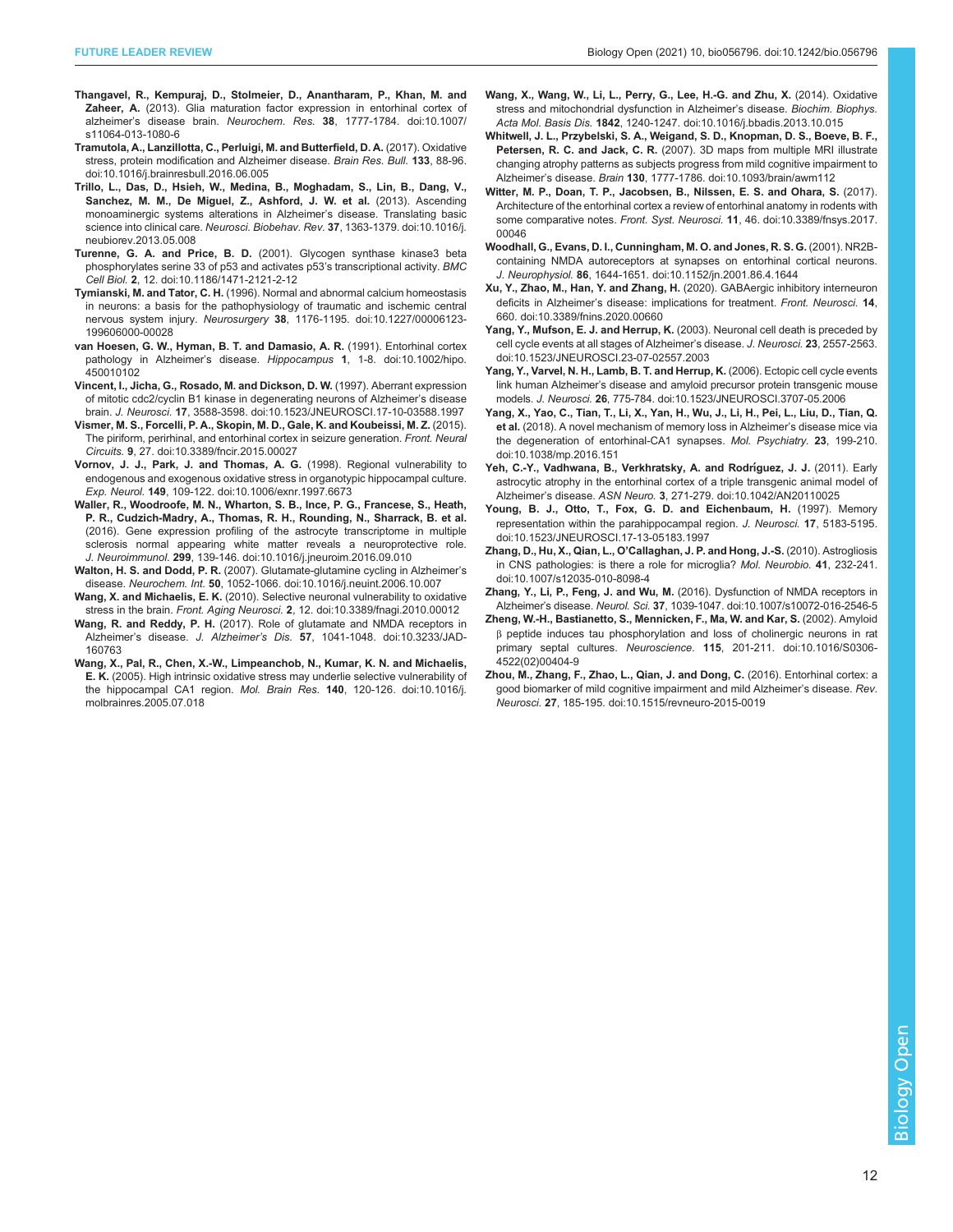**Thangavel, R., Kempuraj, D., Stolmeier, D., Anantharam, P., Khan, M. and Zaheer, A.** (2013). Glia maturation factor expression in entorhinal cortex of alzheimer's disease brain. *Neurochem. Res.* **38**, 1777-1784. doi:10.1007/s11064-013-1080-6

**Tramutola, A., Lanzillotta, C., Perluigi, M. and Butterfield, D. A.** (2017). Oxidative stress, protein modification and Alzheimer disease. *Brain Res. Bull.* **133**, 88-96. doi:10.1016/j.brainresbull.2016.06.005

**Trillo, L., Das, D., Hsieh, W., Medina, B., Moghadam, S., Lin, B., Dang, V., Sanchez, M. M., De Miguel, Z., Ashford, J. W. et al.** (2013). Ascending monoaminergic systems alterations in Alzheimer's disease. Translating basic science into clinical care. *Neurosci. Biobehav. Rev.* **37**, 1363-1379. doi:10.1016/j.neubiorev.2013.05.008

**Turenne, G. A. and Price, B. D.** (2001). Glycogen synthase kinase3 beta phosphorylates serine 33 of p53 and activates p53's transcriptional activity. *BMC Cell Biol.* **2**, 12. doi:10.1186/1471-2121-2-12

**Tymianski, M. and Tator, C. H.** (1996). Normal and abnormal calcium homeostasis in neurons: a basis for the pathophysiology of traumatic and ischemic central nervous system injury. *Neurosurgery* **38**, 1176-1195. doi:10.1227/00006123-199606000-00028

**van Hoesen, G. W., Hyman, B. T. and Damasio, A. R.** (1991). Entorhinal cortex pathology in Alzheimer's disease. *Hippocampus* **1**, 1-8. doi:10.1002/hipo.450010102

**Vincent, I., Jicha, G., Rosado, M. and Dickson, D. W.** (1997). Aberrant expression of mitotic cdc2/cyclin B1 kinase in degenerating neurons of Alzheimer's disease brain. *J. Neurosci.* **17**, 3588-3598. doi:10.1523/JNEUROSCI.17-10-03588.1997

**Vismer, M. S., Forcelli, P. A., Skopin, M. D., Gale, K. and Koubeissi, M. Z.** (2015). The piriform, perirhinal, and entorhinal cortex in seizure generation. *Front. Neural Circuits.* **9**, 27. doi:10.3389/fncir.2015.00027

**Vornov, J. J., Park, J. and Thomas, A. G.** (1998). Regional vulnerability to endogenous and exogenous oxidative stress in organotypic hippocampal culture. *Exp. Neurol.* **149**, 109-122. doi:10.1006/exnr.1997.6673

**Waller, R., Woodroofe, M. N., Wharton, S. B., Ince, P. G., Francese, S., Heath, P. R., Cudzich-Madry, A., Thomas, R. H., Rounding, N., Sharrack, B. et al.** (2016). Gene expression profiling of the astrocyte transcriptome in multiple sclerosis normal appearing white matter reveals a neuroprotective role. *J. Neuroimmunol.* **299**, 139-146. doi:10.1016/j.jneuroim.2016.09.010

**Walton, H. S. and Dodd, P. R.** (2007). Glutamate-glutamine cycling in Alzheimer's disease. *Neurochem. Int.* **50**, 1052-1066. doi:10.1016/j.neuint.2006.10.007

**Wang, X. and Michaelis, E. K.** (2010). Selective neuronal vulnerability to oxidative stress in the brain. *Front. Aging Neurosci.* **2**, 12. doi:10.3389/fnagi.2010.00012

**Wang, R. and Reddy, P. H.** (2017). Role of glutamate and NMDA receptors in Alzheimer's disease. *J. Alzheimer's Dis.* **57**, 1041-1048. doi:10.3233/JAD-160763

**Wang, X., Pal, R., Chen, X.-W., Limpeanchob, N., Kumar, K. N. and Michaelis, E. K.** (2005). High intrinsic oxidative stress may underlie selective vulnerability of the hippocampal CA1 region. *Mol. Brain Res.* **140**, 120-126. doi:10.1016/j.molbrainres.2005.07.018

**Wang, X., Wang, W., Li, L., Perry, G., Lee, H.-G. and Zhu, X.** (2014). Oxidative stress and mitochondrial dysfunction in Alzheimer's disease. *Biochim. Biophys. Acta Mol. Basis Dis.* **1842**, 1240-1247. doi:10.1016/j.bbadis.2013.10.015

**Whitwell, J. L., Przybelski, S. A., Weigand, S. D., Knopman, D. S., Boeve, B. F., Petersen, R. C. and Jack, C. R.** (2007). 3D maps from multiple MRI illustrate changing atrophy patterns as subjects progress from mild cognitive impairment to Alzheimer's disease. *Brain* **130**, 1777-1786. doi:10.1093/brain/awm112

**Witter, M. P., Doan, T. P., Jacobsen, B., Nilssen, E. S. and Ohara, S.** (2017). Architecture of the entorhinal cortex a review of entorhinal anatomy in rodents with some comparative notes. *Front. Syst. Neurosci.* **11**, 46. doi:10.3389/fnsys.2017.00046

**Woodhall, G., Evans, D. I., Cunningham, M. O. and Jones, R. S. G.** (2001). NR2B-containing NMDA autoreceptors at synapses on entorhinal cortical neurons. *J. Neurophysiol.* **86**, 1644-1651. doi:10.1152/jn.2001.86.4.1644

**Xu, Y., Zhao, M., Han, Y. and Zhang, H.** (2020). GABAergic inhibitory interneuron deficits in Alzheimer's disease: implications for treatment. *Front. Neurosci.* **14**, 660. doi:10.3389/fnins.2020.00660

**Yang, Y., Mufson, E. J. and Herrup, K.** (2003). Neuronal cell death is preceded by cell cycle events at all stages of Alzheimer's disease. *J. Neurosci.* **23**, 2557-2563. doi:10.1523/JNEUROSCI.23-07-02557.2003

**Yang, Y., Varvel, N. H., Lamb, B. T. and Herrup, K.** (2006). Ectopic cell cycle events link human Alzheimer's disease and amyloid precursor protein transgenic mouse models. *J. Neurosci.* **26**, 775-784. doi:10.1523/JNEUROSCI.3707-05.2006

**Yang, X., Yao, C., Tian, T., Li, X., Yan, H., Wu, J., Li, H., Pei, L., Liu, D., Tian, Q. et al.** (2018). A novel mechanism of memory loss in Alzheimer's disease mice via the degeneration of entorhinal-CA1 synapses. *Mol. Psychiatry.* **23**, 199-210. doi:10.1038/mp.2016.151

**Yeh, C.-Y., Vadhwana, B., Verkhratsky, A. and Rodríguez, J. J.** (2011). Early astrocytic atrophy in the entorhinal cortex of a triple transgenic animal model of Alzheimer's disease. *ASN Neuro.* **3**, 271-279. doi:10.1042/AN20110025

**Young, B. J., Otto, T., Fox, G. D. and Eichenbaum, H.** (1997). Memory representation within the parahippocampal region. *J. Neurosci.* **17**, 5183-5195. doi:10.1523/JNEUROSCI.17-13-05183.1997

**Zhang, D., Hu, X., Qian, L., O'Callaghan, J. P. and Hong, J.-S.** (2010). Astrogliosis in CNS pathologies: is there a role for microglia? *Mol. Neurobio.* **41**, 232-241. doi:10.1007/s12035-010-8098-4

**Zhang, Y., Li, P., Feng, J. and Wu, M.** (2016). Dysfunction of NMDA receptors in Alzheimer's disease. *Neurol. Sci.* **37**, 1039-1047. doi:10.1007/s10072-016-2546-5

**Zheng, W.-H., Bastianetto, S., Mennicken, F., Ma, W. and Kar, S.** (2002). Amyloid β peptide induces tau phosphorylation and loss of cholinergic neurons in rat primary septal cultures. *Neuroscience.* **115**, 201-211. doi:10.1016/S0306-4522(02)00404-9

**Zhou, M., Zhang, F., Zhao, L., Qian, J. and Dong, C.** (2016). Entorhinal cortex: a good biomarker of mild cognitive impairment and mild Alzheimer's disease. *Rev. Neurosci.* **27**, 185-195. doi:10.1515/revneuro-2015-0019